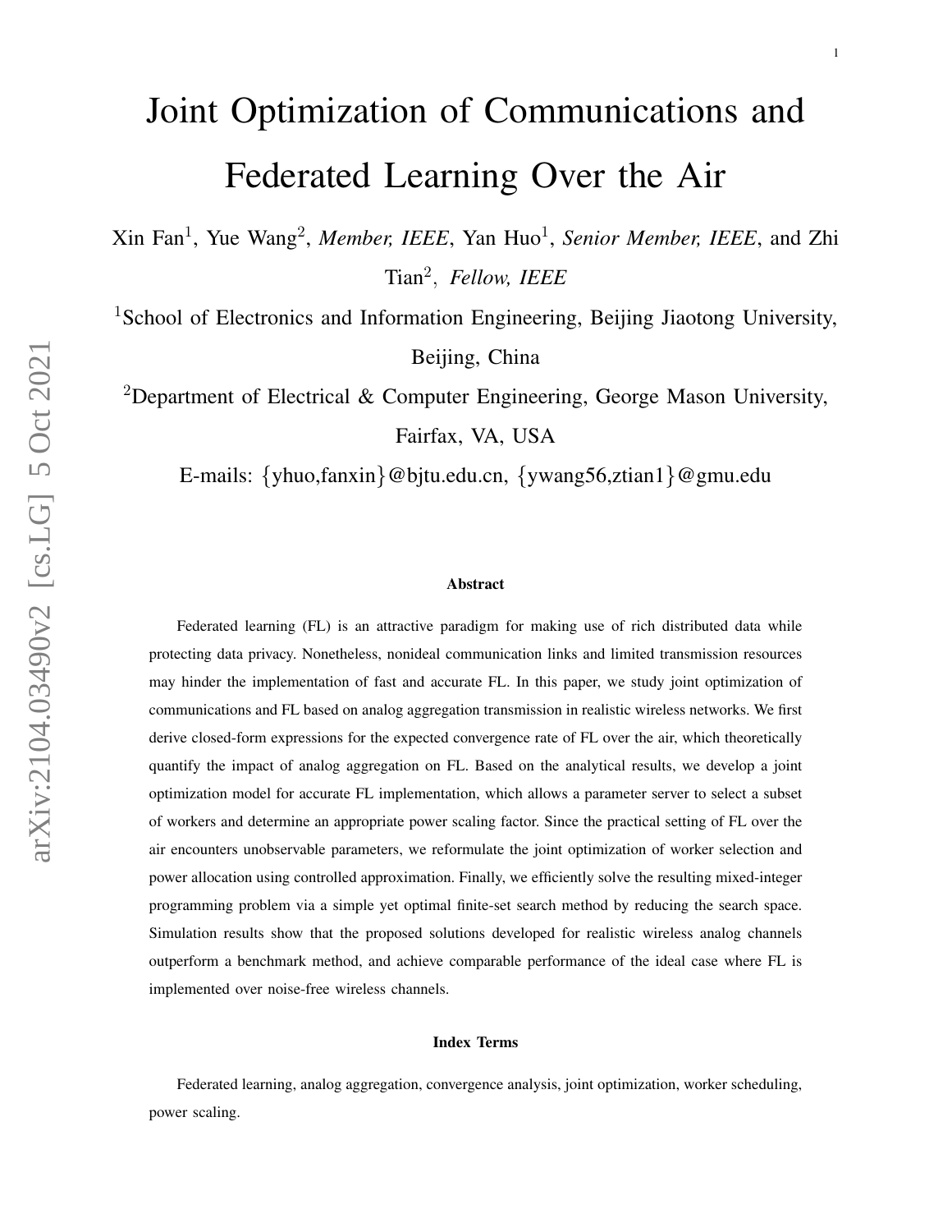# Joint Optimization of Communications and Federated Learning Over the Air

Xin Fan[1], Yue Wang[2], *Member, IEEE*, Yan Huo[1], *Senior Member, IEEE*, and Zhi Tian[2], *Fellow, IEEE*

[1]School of Electronics and Information Engineering, Beijing Jiaotong University, Beijing, China

[2]Department of Electrical & Computer Engineering, George Mason University, Fairfax, VA, USA

E-mails: {yhuo,fanxin}@bjtu.edu.cn, {ywang56,ztian1}@gmu.edu

### Abstract

Federated learning (FL) is an attractive paradigm for making use of rich distributed data while protecting data privacy. Nonetheless, nonideal communication links and limited transmission resources may hinder the implementation of fast and accurate FL. In this paper, we study joint optimization of communications and FL based on analog aggregation transmission in realistic wireless networks. We first derive closed-form expressions for the expected convergence rate of FL over the air, which theoretically quantify the impact of analog aggregation on FL. Based on the analytical results, we develop a joint optimization model for accurate FL implementation, which allows a parameter server to select a subset of workers and determine an appropriate power scaling factor. Since the practical setting of FL over the air encounters unobservable parameters, we reformulate the joint optimization of worker selection and power allocation using controlled approximation. Finally, we efficiently solve the resulting mixed-integer programming problem via a simple yet optimal finite-set search method by reducing the search space. Simulation results show that the proposed solutions developed for realistic wireless analog channels outperform a benchmark method, and achieve comparable performance of the ideal case where FL is implemented over noise-free wireless channels.

### Index Terms

Federated learning, analog aggregation, convergence analysis, joint optimization, worker scheduling, power scaling.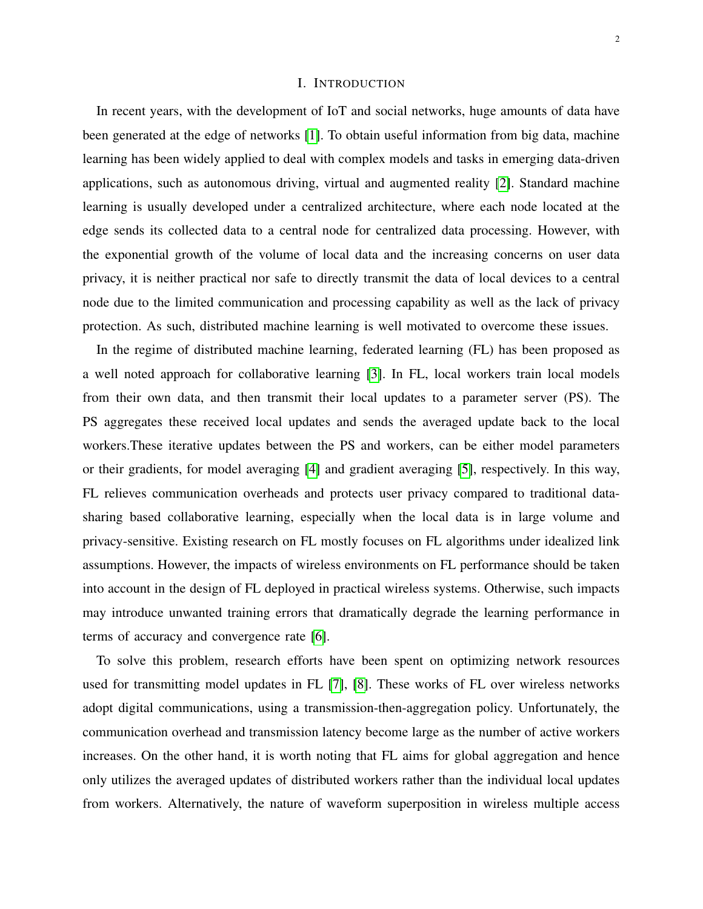# I. Introduction

In recent years, with the development of IoT and social networks, huge amounts of data have been generated at the edge of networks [1]. To obtain useful information from big data, machine learning has been widely applied to deal with complex models and tasks in emerging data-driven applications, such as autonomous driving, virtual and augmented reality [2]. Standard machine learning is usually developed under a centralized architecture, where each node located at the edge sends its collected data to a central node for centralized data processing. However, with the exponential growth of the volume of local data and the increasing concerns on user data privacy, it is neither practical nor safe to directly transmit the data of local devices to a central node due to the limited communication and processing capability as well as the lack of privacy protection. As such, distributed machine learning is well motivated to overcome these issues.

In the regime of distributed machine learning, federated learning (FL) has been proposed as a well noted approach for collaborative learning [3]. In FL, local workers train local models from their own data, and then transmit their local updates to a parameter server (PS). The PS aggregates these received local updates and sends the averaged update back to the local workers.These iterative updates between the PS and workers, can be either model parameters or their gradients, for model averaging [4] and gradient averaging [5], respectively. In this way, FL relieves communication overheads and protects user privacy compared to traditional data-sharing based collaborative learning, especially when the local data is in large volume and privacy-sensitive. Existing research on FL mostly focuses on FL algorithms under idealized link assumptions. However, the impacts of wireless environments on FL performance should be taken into account in the design of FL deployed in practical wireless systems. Otherwise, such impacts may introduce unwanted training errors that dramatically degrade the learning performance in terms of accuracy and convergence rate [6].

To solve this problem, research efforts have been spent on optimizing network resources used for transmitting model updates in FL [7], [8]. These works of FL over wireless networks adopt digital communications, using a transmission-then-aggregation policy. Unfortunately, the communication overhead and transmission latency become large as the number of active workers increases. On the other hand, it is worth noting that FL aims for global aggregation and hence only utilizes the averaged updates of distributed workers rather than the individual local updates from workers. Alternatively, the nature of waveform superposition in wireless multiple access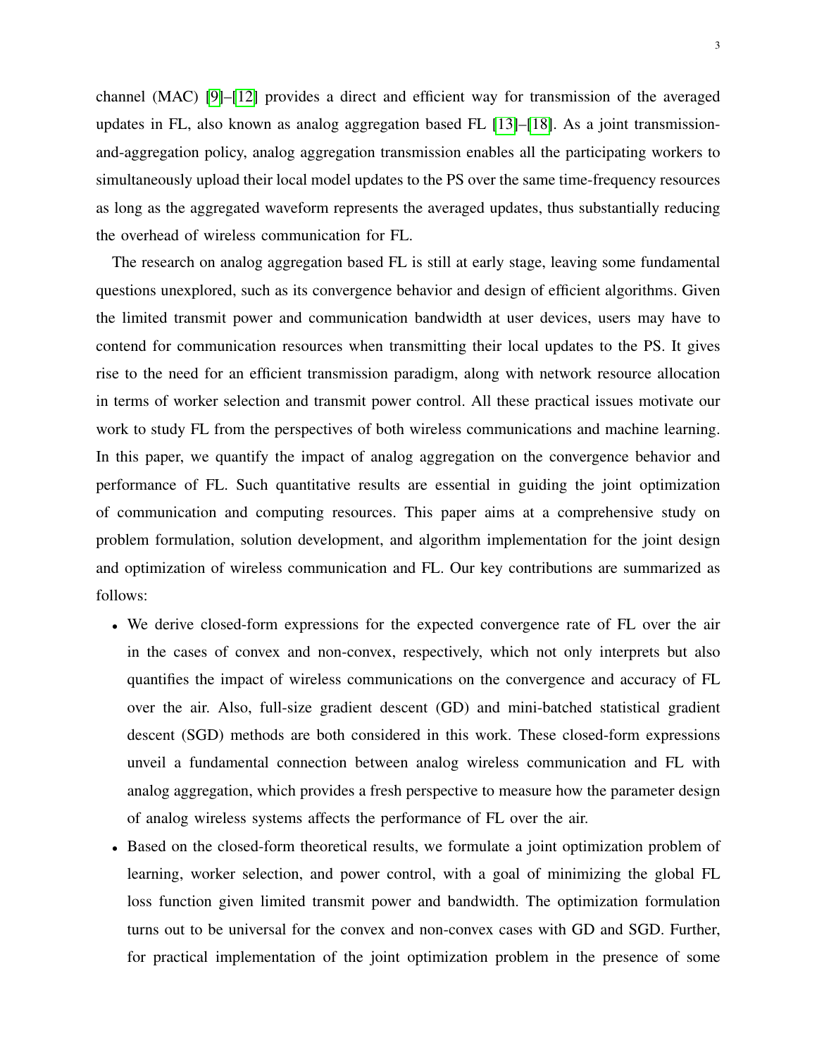channel (MAC) [9]–[12] provides a direct and efficient way for transmission of the averaged updates in FL, also known as analog aggregation based FL [13]–[18]. As a joint transmission-and-aggregation policy, analog aggregation transmission enables all the participating workers to simultaneously upload their local model updates to the PS over the same time-frequency resources as long as the aggregated waveform represents the averaged updates, thus substantially reducing the overhead of wireless communication for FL.

The research on analog aggregation based FL is still at early stage, leaving some fundamental questions unexplored, such as its convergence behavior and design of efficient algorithms. Given the limited transmit power and communication bandwidth at user devices, users may have to contend for communication resources when transmitting their local updates to the PS. It gives rise to the need for an efficient transmission paradigm, along with network resource allocation in terms of worker selection and transmit power control. All these practical issues motivate our work to study FL from the perspectives of both wireless communications and machine learning. In this paper, we quantify the impact of analog aggregation on the convergence behavior and performance of FL. Such quantitative results are essential in guiding the joint optimization of communication and computing resources. This paper aims at a comprehensive study on problem formulation, solution development, and algorithm implementation for the joint design and optimization of wireless communication and FL. Our key contributions are summarized as follows:

- We derive closed-form expressions for the expected convergence rate of FL over the air in the cases of convex and non-convex, respectively, which not only interprets but also quantifies the impact of wireless communications on the convergence and accuracy of FL over the air. Also, full-size gradient descent (GD) and mini-batched statistical gradient descent (SGD) methods are both considered in this work. These closed-form expressions unveil a fundamental connection between analog wireless communication and FL with analog aggregation, which provides a fresh perspective to measure how the parameter design of analog wireless systems affects the performance of FL over the air.
- Based on the closed-form theoretical results, we formulate a joint optimization problem of learning, worker selection, and power control, with a goal of minimizing the global FL loss function given limited transmit power and bandwidth. The optimization formulation turns out to be universal for the convex and non-convex cases with GD and SGD. Further, for practical implementation of the joint optimization problem in the presence of some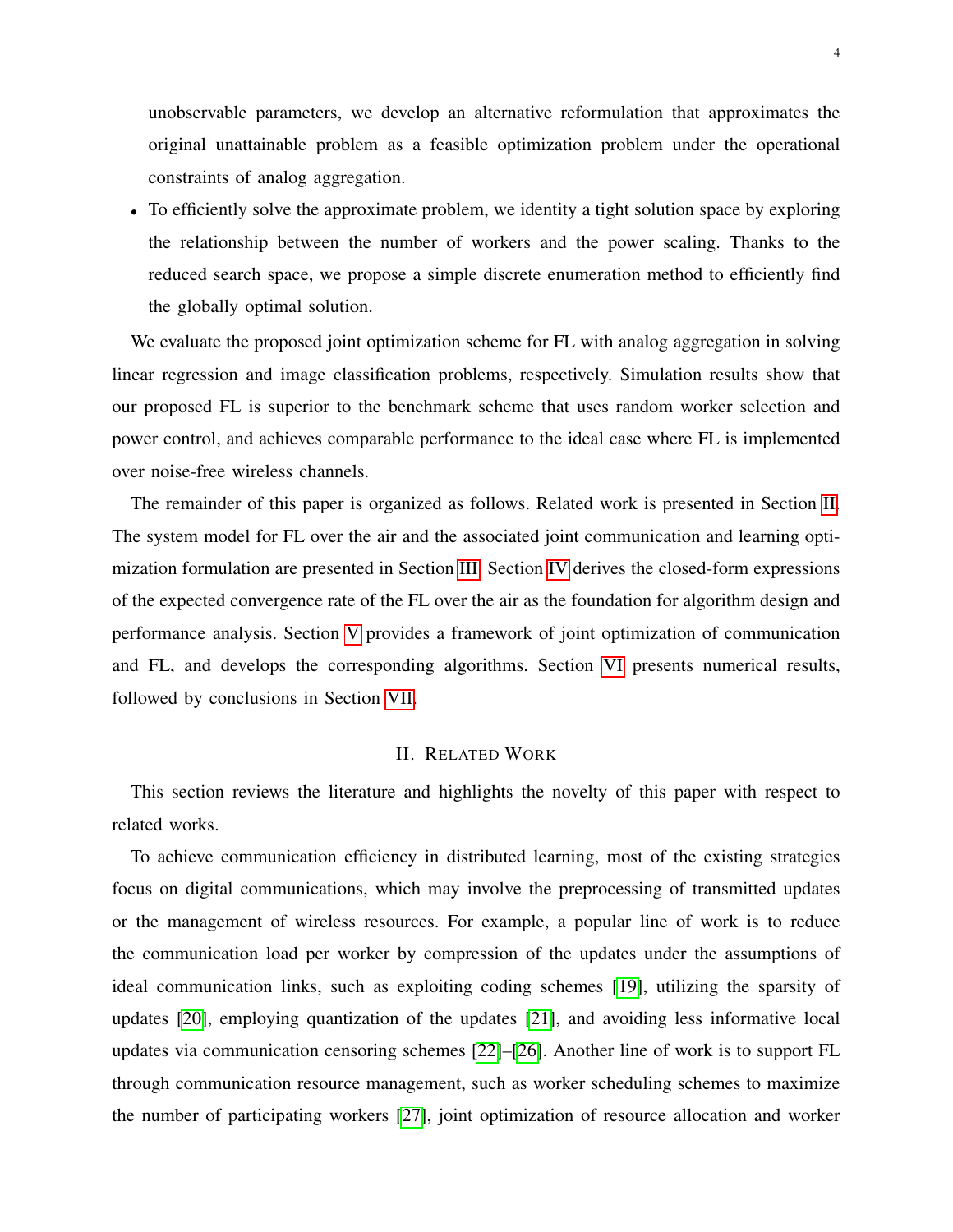unobservable parameters, we develop an alternative reformulation that approximates the original unattainable problem as a feasible optimization problem under the operational constraints of analog aggregation.

- To efficiently solve the approximate problem, we identity a tight solution space by exploring the relationship between the number of workers and the power scaling. Thanks to the reduced search space, we propose a simple discrete enumeration method to efficiently find the globally optimal solution.

We evaluate the proposed joint optimization scheme for FL with analog aggregation in solving linear regression and image classification problems, respectively. Simulation results show that our proposed FL is superior to the benchmark scheme that uses random worker selection and power control, and achieves comparable performance to the ideal case where FL is implemented over noise-free wireless channels.

The remainder of this paper is organized as follows. Related work is presented in Section II. The system model for FL over the air and the associated joint communication and learning optimization formulation are presented in Section III. Section IV derives the closed-form expressions of the expected convergence rate of the FL over the air as the foundation for algorithm design and performance analysis. Section V provides a framework of joint optimization of communication and FL, and develops the corresponding algorithms. Section VI presents numerical results, followed by conclusions in Section VII.

## II. Related Work

This section reviews the literature and highlights the novelty of this paper with respect to related works.

To achieve communication efficiency in distributed learning, most of the existing strategies focus on digital communications, which may involve the preprocessing of transmitted updates or the management of wireless resources. For example, a popular line of work is to reduce the communication load per worker by compression of the updates under the assumptions of ideal communication links, such as exploiting coding schemes [19], utilizing the sparsity of updates [20], employing quantization of the updates [21], and avoiding less informative local updates via communication censoring schemes [22]–[26]. Another line of work is to support FL through communication resource management, such as worker scheduling schemes to maximize the number of participating workers [27], joint optimization of resource allocation and worker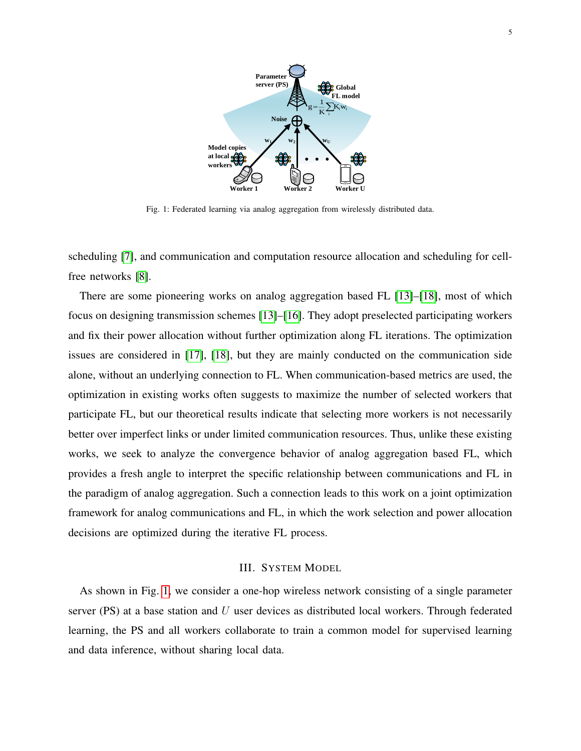Fig. 1: Federated learning via analog aggregation from wirelessly distributed data.

scheduling [7], and communication and computation resource allocation and scheduling for cell-free networks [8].

There are some pioneering works on analog aggregation based FL [13]–[18], most of which focus on designing transmission schemes [13]–[16]. They adopt preselected participating workers and fix their power allocation without further optimization along FL iterations. The optimization issues are considered in [17], [18], but they are mainly conducted on the communication side alone, without an underlying connection to FL. When communication-based metrics are used, the optimization in existing works often suggests to maximize the number of selected workers that participate FL, but our theoretical results indicate that selecting more workers is not necessarily better over imperfect links or under limited communication resources. Thus, unlike these existing works, we seek to analyze the convergence behavior of analog aggregation based FL, which provides a fresh angle to interpret the specific relationship between communications and FL in the paradigm of analog aggregation. Such a connection leads to this work on a joint optimization framework for analog communications and FL, in which the work selection and power allocation decisions are optimized during the iterative FL process.

## III. System Model

As shown in Fig. 1, we consider a one-hop wireless network consisting of a single parameter server (PS) at a base station and $U$ user devices as distributed local workers. Through federated learning, the PS and all workers collaborate to train a common model for supervised learning and data inference, without sharing local data.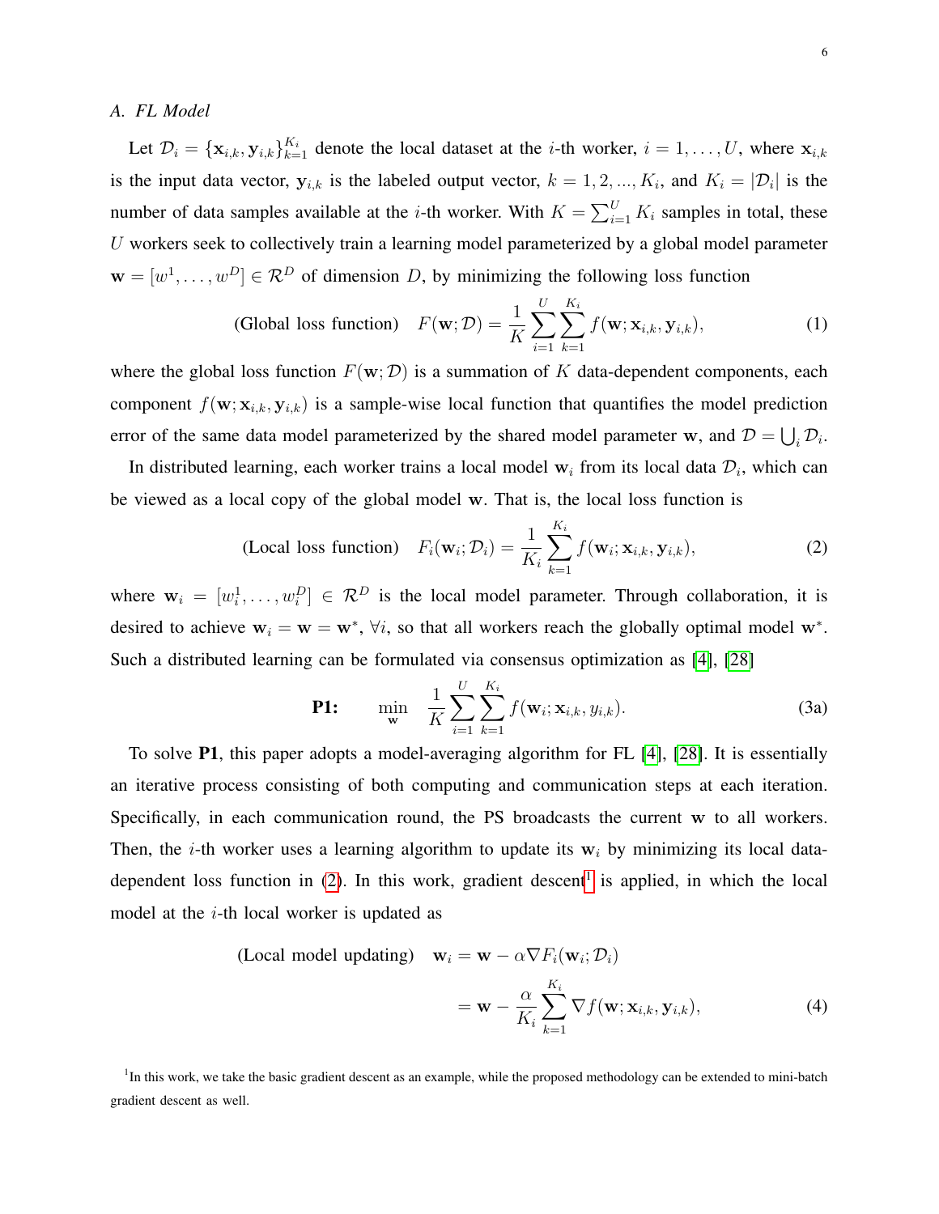### A. FL Model

Let $\mathcal{D}_i = \{\mathbf{x}_{i,k}, \mathbf{y}_{i,k}\}_{k=1}^{K_i}$ denote the local dataset at the $i$-th worker, $i = 1, \ldots, U$, where $\mathbf{x}_{i,k}$ is the input data vector, $\mathbf{y}_{i,k}$ is the labeled output vector, $k = 1, 2, ..., K_i$, and $K_i = |\mathcal{D}_i|$ is the number of data samples available at the $i$-th worker. With $K = \sum_{i=1}^{U} K_i$ samples in total, these $U$ workers seek to collectively train a learning model parameterized by a global model parameter $\mathbf{w} = [w^1, \ldots, w^D] \in \mathcal{R}^D$ of dimension $D$, by minimizing the following loss function

$$\text{(Global loss function)} \quad F(\mathbf{w}; \mathcal{D}) = \frac{1}{K} \sum_{i=1}^{U} \sum_{k=1}^{K_i} f(\mathbf{w}; \mathbf{x}_{i,k}, \mathbf{y}_{i,k}), \tag{1}$$

where the global loss function $F(\mathbf{w}; \mathcal{D})$ is a summation of $K$ data-dependent components, each component $f(\mathbf{w}; \mathbf{x}_{i,k}, \mathbf{y}_{i,k})$ is a sample-wise local function that quantifies the model prediction error of the same data model parameterized by the shared model parameter $\mathbf{w}$, and $\mathcal{D} = \bigcup_i \mathcal{D}_i$.

In distributed learning, each worker trains a local model $\mathbf{w}_i$ from its local data $\mathcal{D}_i$, which can be viewed as a local copy of the global model $\mathbf{w}$. That is, the local loss function is

$$\text{(Local loss function)} \quad F_i(\mathbf{w}_i; \mathcal{D}_i) = \frac{1}{K_i} \sum_{k=1}^{K_i} f(\mathbf{w}_i; \mathbf{x}_{i,k}, \mathbf{y}_{i,k}), \tag{2}$$

where $\mathbf{w}_i = [w_i^1, \ldots, w_i^D] \in \mathcal{R}^D$ is the local model parameter. Through collaboration, it is desired to achieve $\mathbf{w}_i = \mathbf{w} = \mathbf{w}^*$, $\forall i$, so that all workers reach the globally optimal model $\mathbf{w}^*$. Such a distributed learning can be formulated via consensus optimization as [4], [28]

$$\textbf{P1:} \qquad \min_{\mathbf{w}} \quad \frac{1}{K} \sum_{i=1}^{U} \sum_{k=1}^{K_i} f(\mathbf{w}_i; \mathbf{x}_{i,k}, y_{i,k}). \tag{3a}$$

To solve **P1**, this paper adopts a model-averaging algorithm for FL [4], [28]. It is essentially an iterative process consisting of both computing and communication steps at each iteration. Specifically, in each communication round, the PS broadcasts the current $\mathbf{w}$ to all workers. Then, the $i$-th worker uses a learning algorithm to update its $\mathbf{w}_i$ by minimizing its local data-dependent loss function in (2). In this work, gradient descent[1] is applied, in which the local model at the $i$-th local worker is updated as

$$\begin{aligned} \text{(Local model updating)} \quad \mathbf{w}_i &= \mathbf{w} - \alpha \nabla F_i(\mathbf{w}_i; \mathcal{D}_i) \\ &= \mathbf{w} - \frac{\alpha}{K_i} \sum_{k=1}^{K_i} \nabla f(\mathbf{w}; \mathbf{x}_{i,k}, \mathbf{y}_{i,k}), \end{aligned} \tag{4}$$

[1] In this work, we take the basic gradient descent as an example, while the proposed methodology can be extended to mini-batch gradient descent as well.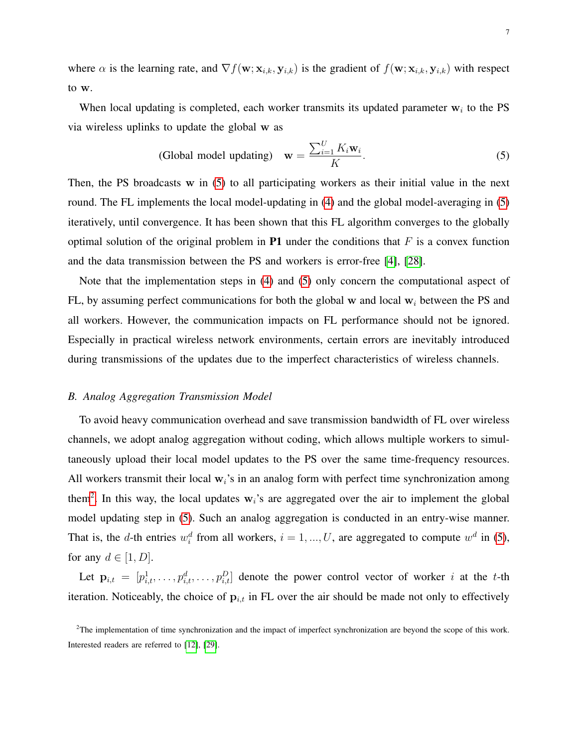where $\alpha$ is the learning rate, and $\nabla f(\mathbf{w}; \mathbf{x}_{i,k}, \mathbf{y}_{i,k})$ is the gradient of $f(\mathbf{w}; \mathbf{x}_{i,k}, \mathbf{y}_{i,k})$ with respect to $\mathbf{w}$.

When local updating is completed, each worker transmits its updated parameter $\mathbf{w}_i$ to the PS via wireless uplinks to update the global $\mathbf{w}$ as

$$\text{(Global model updating)} \quad \mathbf{w} = \frac{\sum_{i=1}^{U} K_i \mathbf{w}_i}{K}. \tag{5}$$

Then, the PS broadcasts $\mathbf{w}$ in (5) to all participating workers as their initial value in the next round. The FL implements the local model-updating in (4) and the global model-averaging in (5) iteratively, until convergence. It has been shown that this FL algorithm converges to the globally optimal solution of the original problem in **P1** under the conditions that $F$ is a convex function and the data transmission between the PS and workers is error-free [4], [28].

Note that the implementation steps in (4) and (5) only concern the computational aspect of FL, by assuming perfect communications for both the global $\mathbf{w}$ and local $\mathbf{w}_i$ between the PS and all workers. However, the communication impacts on FL performance should not be ignored. Especially in practical wireless network environments, certain errors are inevitably introduced during transmissions of the updates due to the imperfect characteristics of wireless channels.

### *B. Analog Aggregation Transmission Model*

To avoid heavy communication overhead and save transmission bandwidth of FL over wireless channels, we adopt analog aggregation without coding, which allows multiple workers to simultaneously upload their local model updates to the PS over the same time-frequency resources. All workers transmit their local $\mathbf{w}_i$'s in an analog form with perfect time synchronization among them[2]. In this way, the local updates $\mathbf{w}_i$'s are aggregated over the air to implement the global model updating step in (5). Such an analog aggregation is conducted in an entry-wise manner. That is, the $d$-th entries $w_i^d$ from all workers, $i = 1, ..., U$, are aggregated to compute $w^d$ in (5), for any $d \in [1, D]$.

Let $\mathbf{p}_{i,t} = [p_{i,t}^1, \ldots, p_{i,t}^d, \ldots, p_{i,t}^D]$ denote the power control vector of worker $i$ at the $t$-th iteration. Noticeably, the choice of $\mathbf{p}_{i,t}$ in FL over the air should be made not only to effectively

[2] The implementation of time synchronization and the impact of imperfect synchronization are beyond the scope of this work. Interested readers are referred to [12], [29].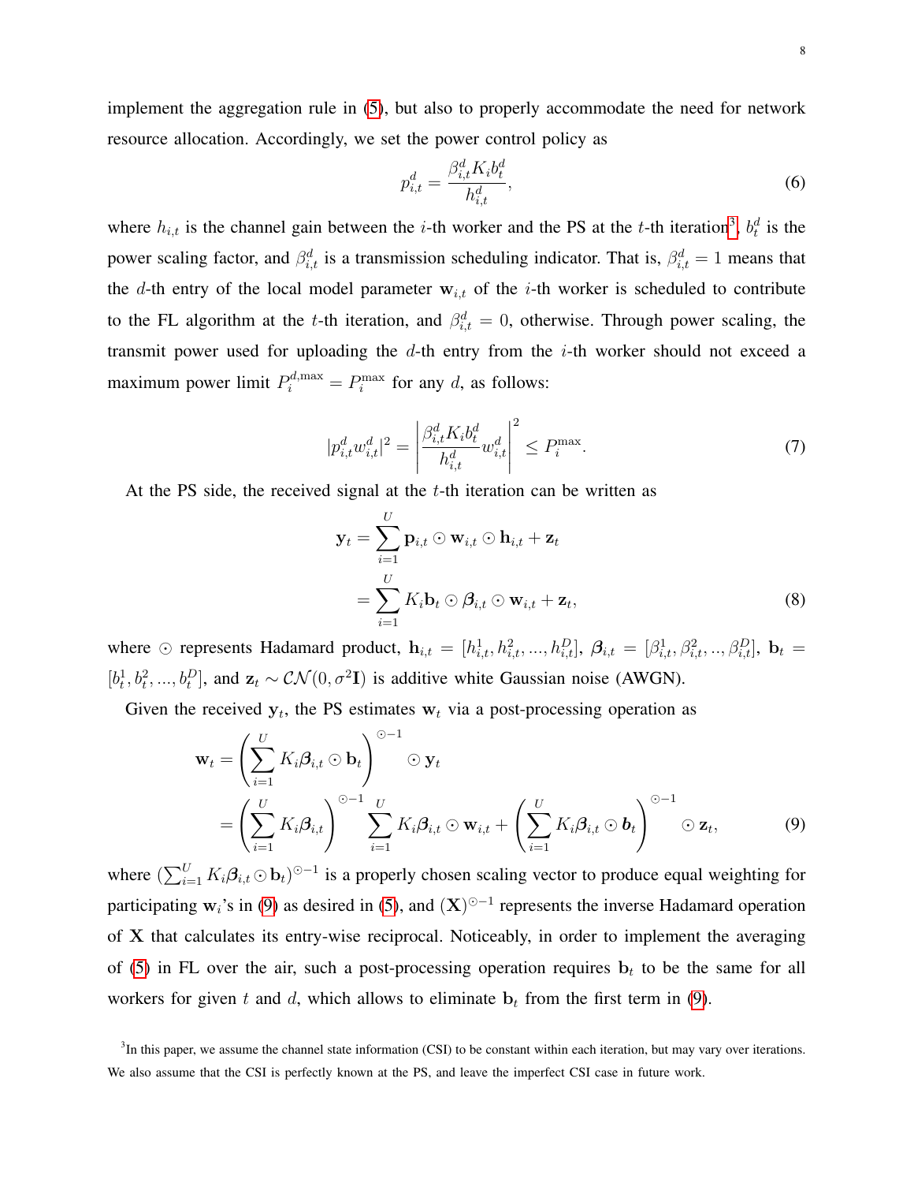implement the aggregation rule in (5), but also to properly accommodate the need for network resource allocation. Accordingly, we set the power control policy as

$$p_{i,t}^d = \frac{\beta_{i,t}^d K_i b_t^d}{h_{i,t}^d}, \tag{6}$$

where $h_{i,t}$ is the channel gain between the $i$-th worker and the PS at the $t$-th iteration[3], $b_t^d$ is the power scaling factor, and $\beta_{i,t}^d$ is a transmission scheduling indicator. That is, $\beta_{i,t}^d = 1$ means that the $d$-th entry of the local model parameter $\mathbf{w}_{i,t}$ of the $i$-th worker is scheduled to contribute to the FL algorithm at the $t$-th iteration, and $\beta_{i,t}^d = 0$, otherwise. Through power scaling, the transmit power used for uploading the $d$-th entry from the $i$-th worker should not exceed a maximum power limit $P_i^{d,\max} = P_i^{\max}$ for any $d$, as follows:

$$|p_{i,t}^d w_{i,t}^d|^2 = \left| \frac{\beta_{i,t}^d K_i b_t^d}{h_{i,t}^d} w_{i,t}^d \right|^2 \leq P_i^{\max}. \tag{7}$$

At the PS side, the received signal at the $t$-th iteration can be written as

$$\begin{aligned} \mathbf{y}_t &= \sum_{i=1}^{U} \mathbf{p}_{i,t} \odot \mathbf{w}_{i,t} \odot \mathbf{h}_{i,t} + \mathbf{z}_t \\ &= \sum_{i=1}^{U} K_i \mathbf{b}_t \odot \boldsymbol{\beta}_{i,t} \odot \mathbf{w}_{i,t} + \mathbf{z}_t, \end{aligned} \tag{8}$$

where $\odot$ represents Hadamard product, $\mathbf{h}_{i,t} = [h_{i,t}^1, h_{i,t}^2, ..., h_{i,t}^D]$, $\boldsymbol{\beta}_{i,t} = [\beta_{i,t}^1, \beta_{i,t}^2, .., \beta_{i,t}^D]$, $\mathbf{b}_t = [b_t^1, b_t^2, ..., b_t^D]$, and $\mathbf{z}_t \sim \mathcal{CN}(0, \sigma^2 \mathbf{I})$ is additive white Gaussian noise (AWGN).

Given the received $\mathbf{y}_t$, the PS estimates $\mathbf{w}_t$ via a post-processing operation as

$$\begin{aligned} \mathbf{w}_t &= \left( \sum_{i=1}^{U} K_i \boldsymbol{\beta}_{i,t} \odot \mathbf{b}_t \right)^{\odot -1} \odot \mathbf{y}_t \\ &= \left( \sum_{i=1}^{U} K_i \boldsymbol{\beta}_{i,t} \right)^{\odot -1} \sum_{i=1}^{U} K_i \boldsymbol{\beta}_{i,t} \odot \mathbf{w}_{i,t} + \left( \sum_{i=1}^{U} K_i \boldsymbol{\beta}_{i,t} \odot \boldsymbol{b}_t \right)^{\odot -1} \odot \mathbf{z}_t, \end{aligned} \tag{9}$$

where $(\sum_{i=1}^{U} K_i \boldsymbol{\beta}_{i,t} \odot \mathbf{b}_t)^{\odot -1}$ is a properly chosen scaling vector to produce equal weighting for participating $\mathbf{w}_i$'s in (9) as desired in (5), and $(\mathbf{X})^{\odot -1}$ represents the inverse Hadamard operation of $\mathbf{X}$ that calculates its entry-wise reciprocal. Noticeably, in order to implement the averaging of (5) in FL over the air, such a post-processing operation requires $\mathbf{b}_t$ to be the same for all workers for given $t$ and $d$, which allows to eliminate $\mathbf{b}_t$ from the first term in (9).

[3] In this paper, we assume the channel state information (CSI) to be constant within each iteration, but may vary over iterations. We also assume that the CSI is perfectly known at the PS, and leave the imperfect CSI case in future work.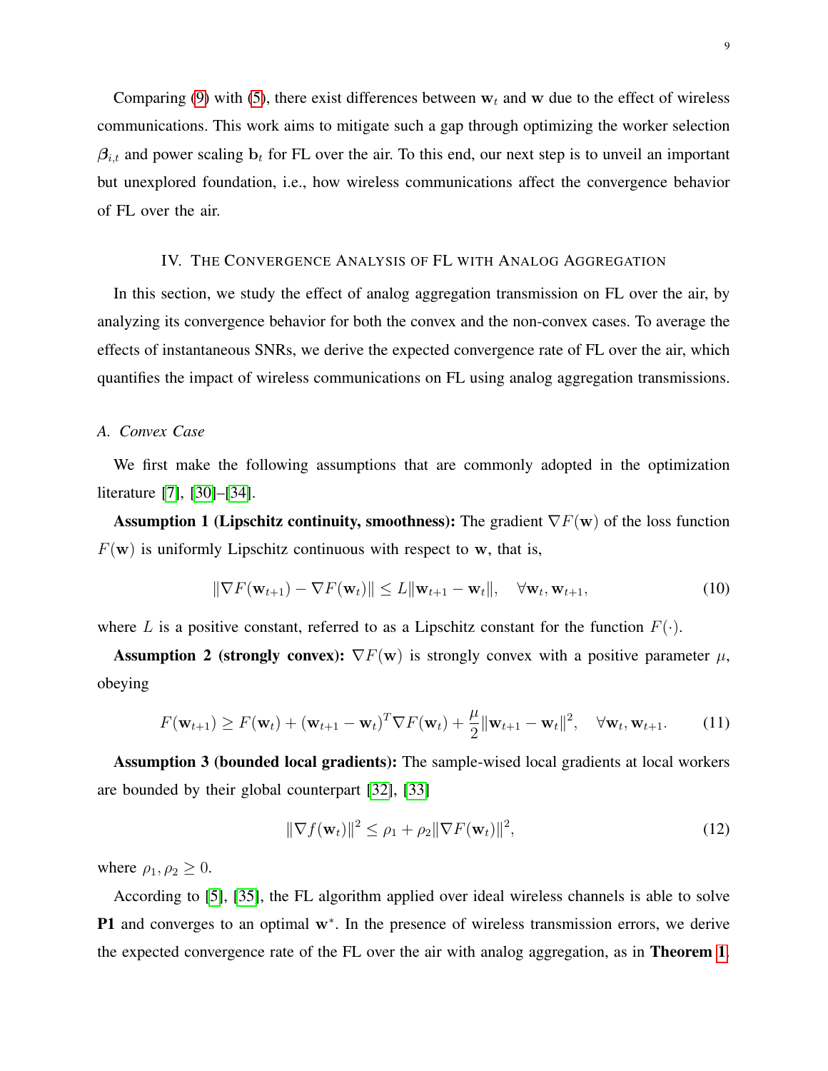Comparing (9) with (5), there exist differences between $\mathbf{w}_t$ and $\mathbf{w}$ due to the effect of wireless communications. This work aims to mitigate such a gap through optimizing the worker selection $\boldsymbol{\beta}_{i,t}$ and power scaling $\mathbf{b}_t$ for FL over the air. To this end, our next step is to unveil an important but unexplored foundation, i.e., how wireless communications affect the convergence behavior of FL over the air.

## IV. The Convergence Analysis of FL with Analog Aggregation

In this section, we study the effect of analog aggregation transmission on FL over the air, by analyzing its convergence behavior for both the convex and the non-convex cases. To average the effects of instantaneous SNRs, we derive the expected convergence rate of FL over the air, which quantifies the impact of wireless communications on FL using analog aggregation transmissions.

### A. Convex Case

We first make the following assumptions that are commonly adopted in the optimization literature [7], [30]–[34].

**Assumption 1 (Lipschitz continuity, smoothness):** The gradient $\nabla F(\mathbf{w})$ of the loss function $F(\mathbf{w})$ is uniformly Lipschitz continuous with respect to $\mathbf{w}$, that is,

$$\|\nabla F(\mathbf{w}_{t+1}) - \nabla F(\mathbf{w}_t)\| \leq L\|\mathbf{w}_{t+1} - \mathbf{w}_t\|, \quad \forall \mathbf{w}_t, \mathbf{w}_{t+1}, \tag{10}$$

where $L$ is a positive constant, referred to as a Lipschitz constant for the function $F(\cdot)$.

**Assumption 2 (strongly convex):** $\nabla F(\mathbf{w})$ is strongly convex with a positive parameter $\mu$, obeying

$$F(\mathbf{w}_{t+1}) \geq F(\mathbf{w}_t) + (\mathbf{w}_{t+1} - \mathbf{w}_t)^T \nabla F(\mathbf{w}_t) + \frac{\mu}{2}\|\mathbf{w}_{t+1} - \mathbf{w}_t\|^2, \quad \forall \mathbf{w}_t, \mathbf{w}_{t+1}. \tag{11}$$

**Assumption 3 (bounded local gradients):** The sample-wised local gradients at local workers are bounded by their global counterpart [32], [33]

$$\|\nabla f(\mathbf{w}_t)\|^2 \leq \rho_1 + \rho_2\|\nabla F(\mathbf{w}_t)\|^2, \tag{12}$$

where $\rho_1, \rho_2 \geq 0$.

According to [5], [35], the FL algorithm applied over ideal wireless channels is able to solve **P1** and converges to an optimal $\mathbf{w}^*$. In the presence of wireless transmission errors, we derive the expected convergence rate of the FL over the air with analog aggregation, as in **Theorem 1**.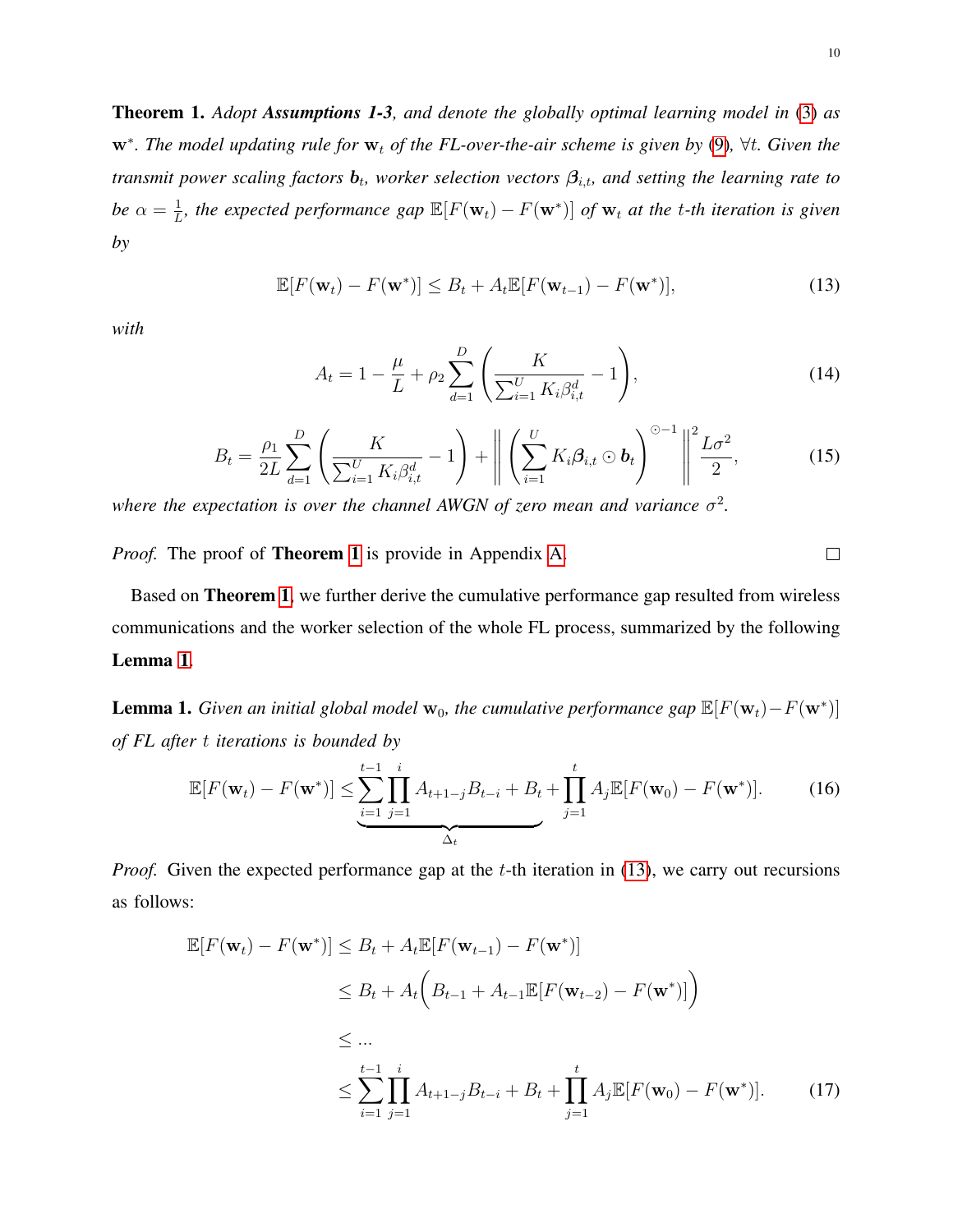**Theorem 1.** *Adopt **Assumptions 1-3**, and denote the globally optimal learning model in (3) as $\mathbf{w}^*$. The model updating rule for $\mathbf{w}_t$ of the FL-over-the-air scheme is given by (9), $\forall t$. Given the transmit power scaling factors $\boldsymbol{b}_t$, worker selection vectors $\boldsymbol{\beta}_{i,t}$, and setting the learning rate to be $\alpha = \frac{1}{L}$, the expected performance gap $\mathbb{E}[F(\mathbf{w}_t) - F(\mathbf{w}^*)]$ of $\mathbf{w}_t$ at the $t$-th iteration is given by*

$$\mathbb{E}[F(\mathbf{w}_t) - F(\mathbf{w}^*)] \leq B_t + A_t \mathbb{E}[F(\mathbf{w}_{t-1}) - F(\mathbf{w}^*)], \tag{13}$$

*with*

$$A_t = 1 - \frac{\mu}{L} + \rho_2 \sum_{d=1}^{D} \left( \frac{K}{\sum_{i=1}^{U} K_i \beta_{i,t}^d} - 1 \right), \tag{14}$$

$$B_t = \frac{\rho_1}{2L} \sum_{d=1}^{D} \left( \frac{K}{\sum_{i=1}^{U} K_i \beta_{i,t}^d} - 1 \right) + \left\| \left( \sum_{i=1}^{U} K_i \boldsymbol{\beta}_{i,t} \odot \boldsymbol{b}_t \right)^{\odot -1} \right\|^2 \frac{L\sigma^2}{2}, \tag{15}$$

*where the expectation is over the channel AWGN of zero mean and variance $\sigma^2$.*

*Proof.* The proof of **Theorem 1** is provide in Appendix A. □

Based on **Theorem 1**, we further derive the cumulative performance gap resulted from wireless communications and the worker selection of the whole FL process, summarized by the following **Lemma 1**.

**Lemma 1.** *Given an initial global model $\mathbf{w}_0$, the cumulative performance gap $\mathbb{E}[F(\mathbf{w}_t) - F(\mathbf{w}^*)]$ of FL after $t$ iterations is bounded by*

$$\mathbb{E}[F(\mathbf{w}_t) - F(\mathbf{w}^*)] \leq \underbrace{\sum_{i=1}^{t-1} \prod_{j=1}^{i} A_{t+1-j} B_{t-i} + B_t}_{\Delta_t} + \prod_{j=1}^{t} A_j \mathbb{E}[F(\mathbf{w}_0) - F(\mathbf{w}^*)]. \tag{16}$$

*Proof.* Given the expected performance gap at the $t$-th iteration in (13), we carry out recursions as follows:

$$\begin{aligned}
\mathbb{E}[F(\mathbf{w}_t) - F(\mathbf{w}^*)] &\leq B_t + A_t \mathbb{E}[F(\mathbf{w}_{t-1}) - F(\mathbf{w}^*)] \\
&\leq B_t + A_t \Big( B_{t-1} + A_{t-1} \mathbb{E}[F(\mathbf{w}_{t-2}) - F(\mathbf{w}^*)] \Big) \\
&\leq \ldots \\
&\leq \sum_{i=1}^{t-1} \prod_{j=1}^{i} A_{t+1-j} B_{t-i} + B_t + \prod_{j=1}^{t} A_j \mathbb{E}[F(\mathbf{w}_0) - F(\mathbf{w}^*)].
\end{aligned} \tag{17}$$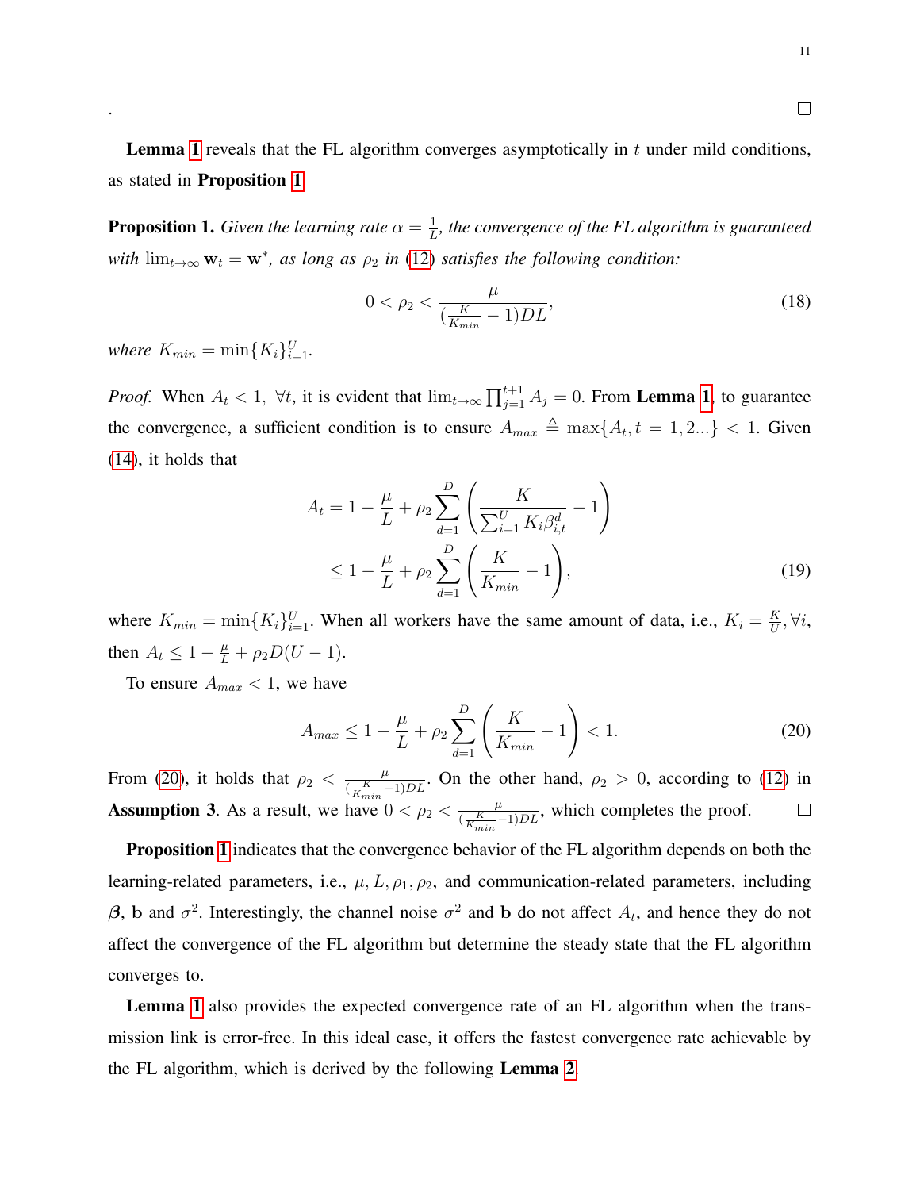.

□

**Lemma 1** reveals that the FL algorithm converges asymptotically in $t$ under mild conditions, as stated in **Proposition 1**.

**Proposition 1.** *Given the learning rate $\alpha = \frac{1}{L}$, the convergence of the FL algorithm is guaranteed with $\lim_{t\to\infty} \mathbf{w}_t = \mathbf{w}^*$, as long as $\rho_2$ in (12) satisfies the following condition:*

$$0 < \rho_2 < \frac{\mu}{(\frac{K}{K_{min}} - 1)DL}, \tag{18}$$

*where $K_{min} = \min\{K_i\}_{i=1}^{U}$.*

*Proof.* When $A_t < 1, \ \forall t$, it is evident that $\lim_{t\to\infty} \prod_{j=1}^{t+1} A_j = 0$. From **Lemma 1**, to guarantee the convergence, a sufficient condition is to ensure $A_{max} \triangleq \max\{A_t, t = 1, 2...\} < 1$. Given (14), it holds that

$$\begin{aligned} A_t &= 1 - \frac{\mu}{L} + \rho_2 \sum_{d=1}^{D} \left( \frac{K}{\sum_{i=1}^{U} K_i \beta_{i,t}^d} - 1 \right) \\ &\leq 1 - \frac{\mu}{L} + \rho_2 \sum_{d=1}^{D} \left( \frac{K}{K_{min}} - 1 \right), \end{aligned} \tag{19}$$

where $K_{min} = \min\{K_i\}_{i=1}^{U}$. When all workers have the same amount of data, i.e., $K_i = \frac{K}{U}, \forall i$, then $A_t \leq 1 - \frac{\mu}{L} + \rho_2 D(U - 1)$.

To ensure $A_{max} < 1$, we have

$$A_{max} \leq 1 - \frac{\mu}{L} + \rho_2 \sum_{d=1}^{D} \left( \frac{K}{K_{min}} - 1 \right) < 1. \tag{20}$$

From (20), it holds that $\rho_2 < \frac{\mu}{(\frac{K}{K_{min}} - 1)DL}$. On the other hand, $\rho_2 > 0$, according to (12) in **Assumption 3**. As a result, we have $0 < \rho_2 < \frac{\mu}{(\frac{K}{K_{min}} - 1)DL}$, which completes the proof. □

**Proposition 1** indicates that the convergence behavior of the FL algorithm depends on both the learning-related parameters, i.e., $\mu, L, \rho_1, \rho_2$, and communication-related parameters, including $\boldsymbol{\beta}$, $\mathbf{b}$ and $\sigma^2$. Interestingly, the channel noise $\sigma^2$ and $\mathbf{b}$ do not affect $A_t$, and hence they do not affect the convergence of the FL algorithm but determine the steady state that the FL algorithm converges to.

**Lemma 1** also provides the expected convergence rate of an FL algorithm when the transmission link is error-free. In this ideal case, it offers the fastest convergence rate achievable by the FL algorithm, which is derived by the following **Lemma 2**.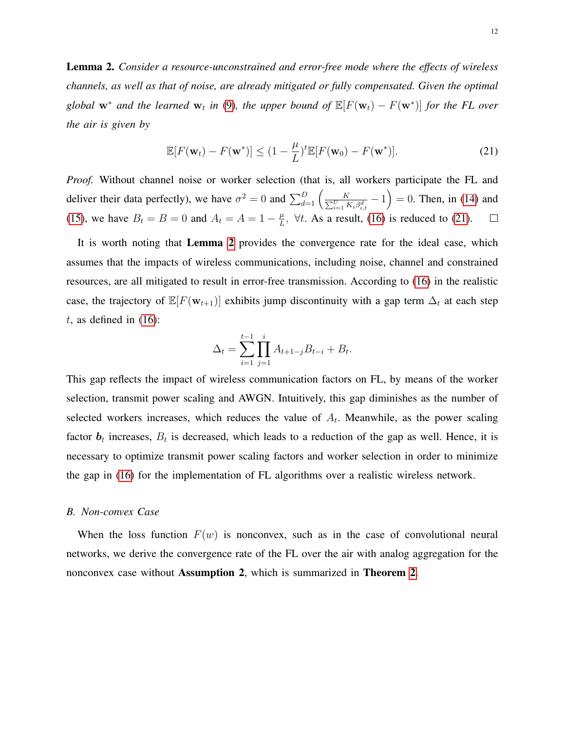**Lemma 2.** *Consider a resource-unconstrained and error-free mode where the effects of wireless channels, as well as that of noise, are already mitigated or fully compensated. Given the optimal global $\mathbf{w}^*$ and the learned $\mathbf{w}_t$ in (9), the upper bound of $\mathbb{E}[F(\mathbf{w}_t) - F(\mathbf{w}^*)]$ for the FL over the air is given by*

$$\mathbb{E}[F(\mathbf{w}_t) - F(\mathbf{w}^*)] \leq (1 - \frac{\mu}{L})^t \mathbb{E}[F(\mathbf{w}_0) - F(\mathbf{w}^*)]. \tag{21}$$

*Proof.* Without channel noise or worker selection (that is, all workers participate the FL and deliver their data perfectly), we have $\sigma^2 = 0$ and $\sum_{d=1}^{D} \left( \frac{K}{\sum_{i=1}^{U} K_i \beta_{i,t}^d} - 1 \right) = 0$. Then, in (14) and (15), we have $B_t = B = 0$ and $A_t = A = 1 - \frac{\mu}{L}$, $\forall t$. As a result, (16) is reduced to (21). $\square$

It is worth noting that **Lemma 2** provides the convergence rate for the ideal case, which assumes that the impacts of wireless communications, including noise, channel and constrained resources, are all mitigated to result in error-free transmission. According to (16) in the realistic case, the trajectory of $\mathbb{E}[F(\mathbf{w}_{t+1})]$ exhibits jump discontinuity with a gap term $\Delta_t$ at each step $t$, as defined in (16):

$$\Delta_t = \sum_{i=1}^{t-1} \prod_{j=1}^{i} A_{t+1-j} B_{t-i} + B_t.$$

This gap reflects the impact of wireless communication factors on FL, by means of the worker selection, transmit power scaling and AWGN. Intuitively, this gap diminishes as the number of selected workers increases, which reduces the value of $A_t$. Meanwhile, as the power scaling factor $\boldsymbol{b}_t$ increases, $B_t$ is decreased, which leads to a reduction of the gap as well. Hence, it is necessary to optimize transmit power scaling factors and worker selection in order to minimize the gap in (16) for the implementation of FL algorithms over a realistic wireless network.

### *B. Non-convex Case*

When the loss function $F(w)$ is nonconvex, such as in the case of convolutional neural networks, we derive the convergence rate of the FL over the air with analog aggregation for the nonconvex case without **Assumption 2**, which is summarized in **Theorem 2**.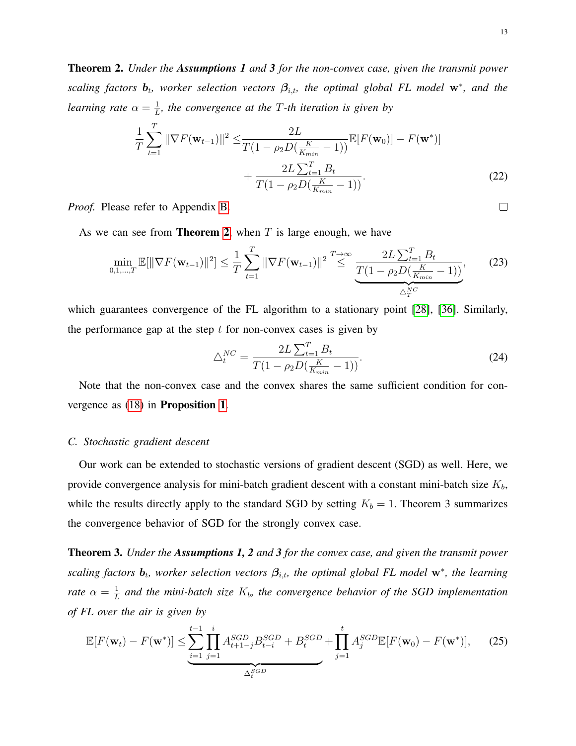**Theorem 2.** *Under the **Assumptions 1** and **3** for the non-convex case, given the transmit power scaling factors $\boldsymbol{b}_t$, worker selection vectors $\boldsymbol{\beta}_{i,t}$, the optimal global FL model $\mathbf{w}^*$, and the learning rate $\alpha = \frac{1}{L}$, the convergence at the $T$-th iteration is given by*

$$
\begin{aligned}
\frac{1}{T}\sum_{t=1}^{T}\|\nabla F(\mathbf{w}_{t-1})\|^2 \leq & \frac{2L}{T(1-\rho_2 D(\frac{K}{K_{min}}-1))}\mathbb{E}[F(\mathbf{w}_0)] - F(\mathbf{w}^*)] \\
& + \frac{2L\sum_{t=1}^{T}B_t}{T(1-\rho_2 D(\frac{K}{K_{min}}-1))}.
\end{aligned} \tag{22}
$$

*Proof.* Please refer to Appendix B. $\square$

As we can see from **Theorem 2**, when $T$ is large enough, we have

$$
\min_{0,1,\ldots,T}\mathbb{E}[\|\nabla F(\mathbf{w}_{t-1})\|^2] \leq \frac{1}{T}\sum_{t=1}^{T}\|\nabla F(\mathbf{w}_{t-1})\|^2 \overset{T\to\infty}{\leq} \underbrace{\frac{2L\sum_{t=1}^{T}B_t}{T(1-\rho_2 D(\frac{K}{K_{min}}-1))}}_{\triangle_T^{NC}}, \tag{23}
$$

which guarantees convergence of the FL algorithm to a stationary point [28], [36]. Similarly, the performance gap at the step $t$ for non-convex cases is given by

$$
\triangle_t^{NC} = \frac{2L\sum_{t=1}^{T}B_t}{T(1-\rho_2 D(\frac{K}{K_{min}}-1))}. \tag{24}
$$

Note that the non-convex case and the convex shares the same sufficient condition for convergence as (18) in **Proposition 1**.

### C. Stochastic gradient descent

Our work can be extended to stochastic versions of gradient descent (SGD) as well. Here, we provide convergence analysis for mini-batch gradient descent with a constant mini-batch size $K_b$, while the results directly apply to the standard SGD by setting $K_b = 1$. Theorem 3 summarizes the convergence behavior of SGD for the strongly convex case.

**Theorem 3.** *Under the **Assumptions 1, 2** and **3** for the convex case, and given the transmit power scaling factors $\boldsymbol{b}_t$, worker selection vectors $\boldsymbol{\beta}_{i,t}$, the optimal global FL model $\mathbf{w}^*$, the learning rate $\alpha = \frac{1}{L}$ and the mini-batch size $K_b$, the convergence behavior of the SGD implementation of FL over the air is given by*

$$
\mathbb{E}[F(\mathbf{w}_t) - F(\mathbf{w}^*)] \leq \underbrace{\sum_{i=1}^{t-1}\prod_{j=1}^{i}A_{t+1-j}^{SGD}B_{t-i}^{SGD} + B_t^{SGD}}_{\Delta_t^{SGD}} + \prod_{j=1}^{t}A_j^{SGD}\mathbb{E}[F(\mathbf{w}_0) - F(\mathbf{w}^*)], \tag{25}
$$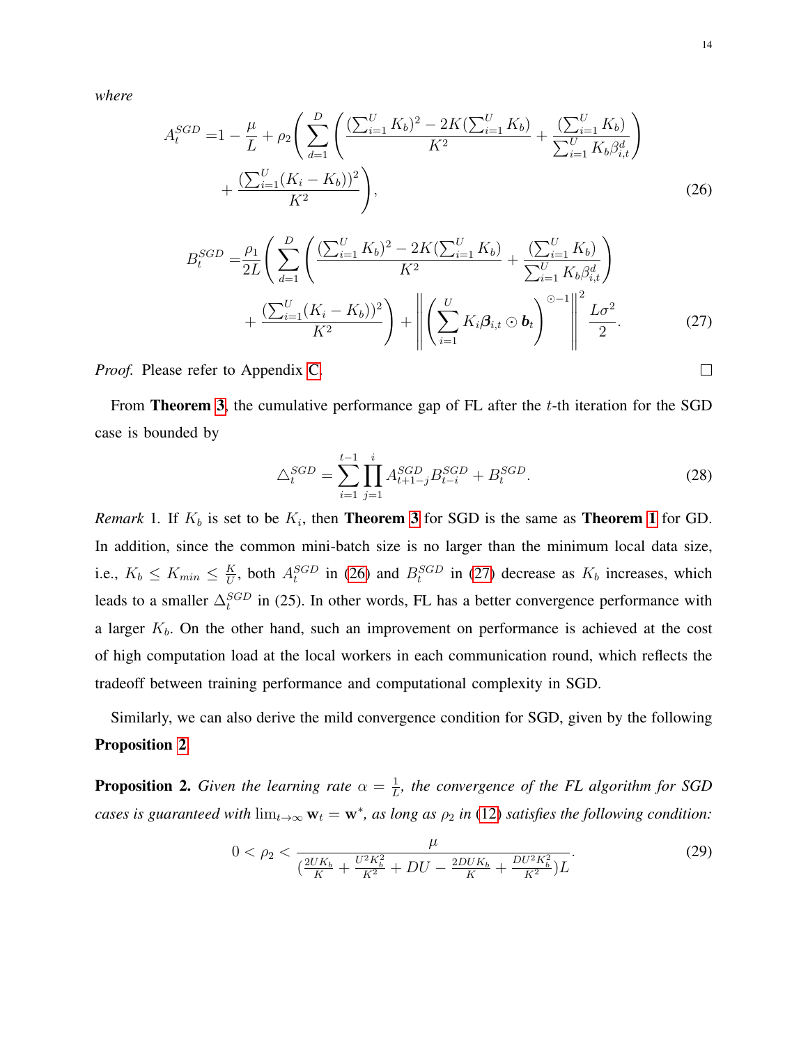*where*

$$
\begin{aligned}
A_t^{SGD} =& 1 - \frac{\mu}{L} + \rho_2 \Bigg( \sum_{d=1}^{D} \Bigg( \frac{(\sum_{i=1}^{U} K_b)^2 - 2K(\sum_{i=1}^{U} K_b)}{K^2} + \frac{(\sum_{i=1}^{U} K_b)}{\sum_{i=1}^{U} K_b \beta_{i,t}^d} \Bigg) \\
&+ \frac{(\sum_{i=1}^{U}(K_i - K_b))^2}{K^2} \Bigg),
\end{aligned}
\tag{26}
$$

$$
\begin{aligned}
B_t^{SGD} =& \frac{\rho_1}{2L} \Bigg( \sum_{d=1}^{D} \Bigg( \frac{(\sum_{i=1}^{U} K_b)^2 - 2K(\sum_{i=1}^{U} K_b)}{K^2} + \frac{(\sum_{i=1}^{U} K_b)}{\sum_{i=1}^{U} K_b \beta_{i,t}^d} \Bigg) \\
&+ \frac{(\sum_{i=1}^{U}(K_i - K_b))^2}{K^2} \Bigg) + \left\| \left( \sum_{i=1}^{U} K_i \boldsymbol{\beta}_{i,t} \odot \boldsymbol{b}_t \right)^{\odot -1} \right\|^2 \frac{L\sigma^2}{2}.
\end{aligned}
\tag{27}
$$

*Proof.* Please refer to Appendix C. □

From **Theorem 3**, the cumulative performance gap of FL after the $t$-th iteration for the SGD case is bounded by

$$
\triangle_t^{SGD} = \sum_{i=1}^{t-1} \prod_{j=1}^{i} A_{t+1-j}^{SGD} B_{t-i}^{SGD} + B_t^{SGD}. \tag{28}
$$

*Remark* 1. If $K_b$ is set to be $K_i$, then **Theorem 3** for SGD is the same as **Theorem 1** for GD. In addition, since the common mini-batch size is no larger than the minimum local data size, i.e., $K_b \leq K_{min} \leq \frac{K}{U}$, both $A_t^{SGD}$ in (26) and $B_t^{SGD}$ in (27) decrease as $K_b$ increases, which leads to a smaller $\Delta_t^{SGD}$ in (25). In other words, FL has a better convergence performance with a larger $K_b$. On the other hand, such an improvement on performance is achieved at the cost of high computation load at the local workers in each communication round, which reflects the tradeoff between training performance and computational complexity in SGD.

Similarly, we can also derive the mild convergence condition for SGD, given by the following **Proposition 2**.

**Proposition 2.** *Given the learning rate $\alpha = \frac{1}{L}$, the convergence of the FL algorithm for SGD cases is guaranteed with $\lim_{t\to\infty} \mathbf{w}_t = \mathbf{w}^*$, as long as $\rho_2$ in (12) satisfies the following condition:*

$$
0 < \rho_2 < \frac{\mu}{(\frac{2UK_b}{K} + \frac{U^2K_b^2}{K^2} + DU - \frac{2DUK_b}{K} + \frac{DU^2K_b^2}{K^2})L}. \tag{29}
$$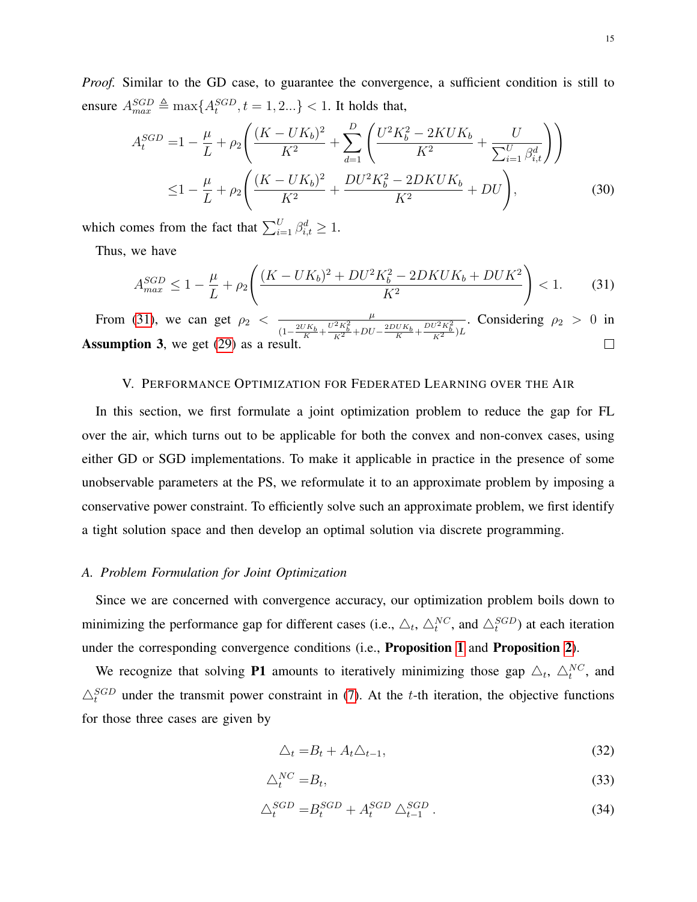*Proof.* Similar to the GD case, to guarantee the convergence, a sufficient condition is still to ensure $A_{max}^{SGD} \triangleq \max\{A_t^{SGD}, t = 1, 2...\} < 1$. It holds that,

$$
\begin{aligned}
A_t^{SGD} =& 1 - \frac{\mu}{L} + \rho_2 \left( \frac{(K - UK_b)^2}{K^2} + \sum_{d=1}^{D} \left( \frac{U^2 K_b^2 - 2KUK_b}{K^2} + \frac{U}{\sum_{i=1}^{U} \beta_{i,t}^d} \right) \right) \\
\leq& 1 - \frac{\mu}{L} + \rho_2 \left( \frac{(K - UK_b)^2}{K^2} + \frac{DU^2 K_b^2 - 2DKUK_b}{K^2} + DU \right),
\end{aligned} \tag{30}
$$

which comes from the fact that $\sum_{i=1}^{U} \beta_{i,t}^d \geq 1$.

Thus, we have

$$
A_{max}^{SGD} \leq 1 - \frac{\mu}{L} + \rho_2 \left( \frac{(K - UK_b)^2 + DU^2 K_b^2 - 2DKUK_b + DUK^2}{K^2} \right) < 1. \tag{31}
$$

From (31), we can get $\rho_2 < \frac{\mu}{(1 - \frac{2UK_b}{K} + \frac{U^2 K_b^2}{K^2} + DU - \frac{2DUK_b}{K} + \frac{DU^2 K_b^2}{K^2})L}$. Considering $\rho_2 > 0$ in **Assumption 3**, we get (29) as a result. $\square$

## V. Performance Optimization for Federated Learning over the Air

In this section, we first formulate a joint optimization problem to reduce the gap for FL over the air, which turns out to be applicable for both the convex and non-convex cases, using either GD or SGD implementations. To make it applicable in practice in the presence of some unobservable parameters at the PS, we reformulate it to an approximate problem by imposing a conservative power constraint. To efficiently solve such an approximate problem, we first identify a tight solution space and then develop an optimal solution via discrete programming.

### *A. Problem Formulation for Joint Optimization*

Since we are concerned with convergence accuracy, our optimization problem boils down to minimizing the performance gap for different cases (i.e., $\triangle_t$, $\triangle_t^{NC}$, and $\triangle_t^{SGD}$) at each iteration under the corresponding convergence conditions (i.e., **Proposition 1** and **Proposition 2**).

We recognize that solving **P1** amounts to iteratively minimizing those gap $\triangle_t$, $\triangle_t^{NC}$, and $\triangle_t^{SGD}$ under the transmit power constraint in (7). At the $t$-th iteration, the objective functions for those three cases are given by

$$
\triangle_t = B_t + A_t \triangle_{t-1}, \tag{32}
$$

$$
\triangle_t^{NC} = B_t, \tag{33}
$$

$$
\triangle_t^{SGD} = B_t^{SGD} + A_t^{SGD} \triangle_{t-1}^{SGD}. \tag{34}
$$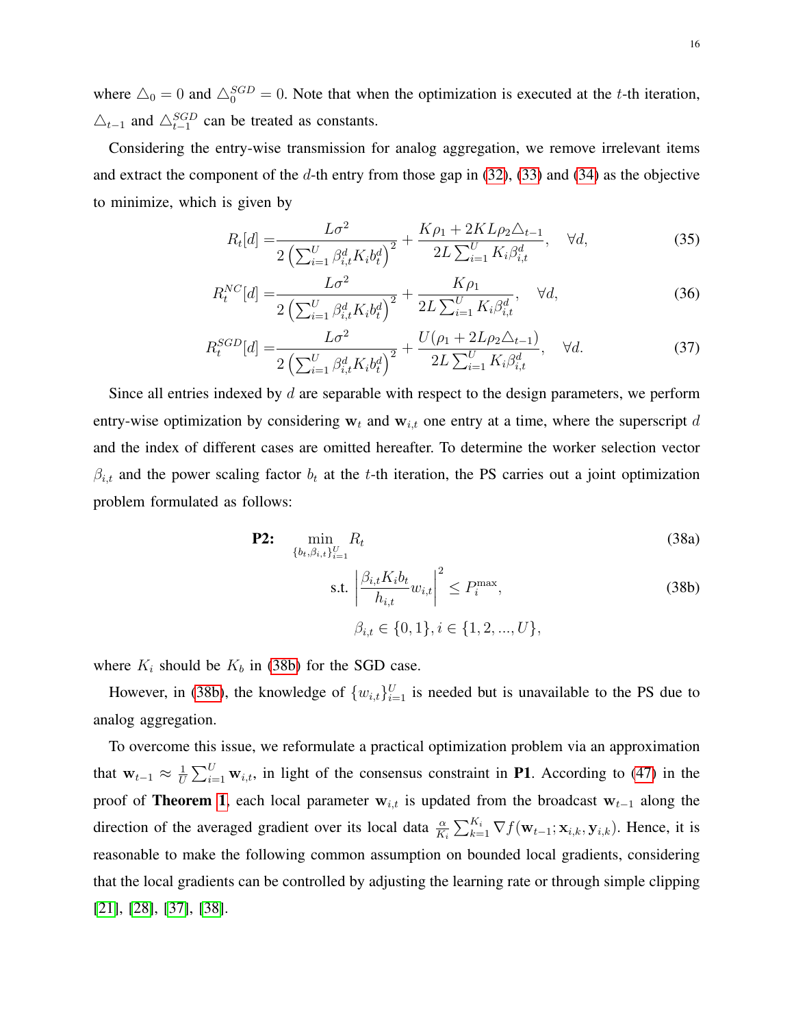where $\triangle_0 = 0$ and $\triangle_0^{SGD} = 0$. Note that when the optimization is executed at the $t$-th iteration, $\triangle_{t-1}$ and $\triangle_{t-1}^{SGD}$ can be treated as constants.

Considering the entry-wise transmission for analog aggregation, we remove irrelevant items and extract the component of the $d$-th entry from those gap in (32), (33) and (34) as the objective to minimize, which is given by

$$R_t[d] = \frac{L\sigma^2}{2\left(\sum_{i=1}^{U} \beta_{i,t}^d K_i b_t^d\right)^2} + \frac{K\rho_1 + 2KL\rho_2\triangle_{t-1}}{2L\sum_{i=1}^{U} K_i\beta_{i,t}^d}, \quad \forall d, \tag{35}$$

$$R_t^{NC}[d] = \frac{L\sigma^2}{2\left(\sum_{i=1}^{U} \beta_{i,t}^d K_i b_t^d\right)^2} + \frac{K\rho_1}{2L\sum_{i=1}^{U} K_i\beta_{i,t}^d}, \quad \forall d, \tag{36}$$

$$R_t^{SGD}[d] = \frac{L\sigma^2}{2\left(\sum_{i=1}^{U} \beta_{i,t}^d K_i b_t^d\right)^2} + \frac{U(\rho_1 + 2L\rho_2\triangle_{t-1})}{2L\sum_{i=1}^{U} K_i\beta_{i,t}^d}, \quad \forall d. \tag{37}$$

Since all entries indexed by $d$ are separable with respect to the design parameters, we perform entry-wise optimization by considering $\mathbf{w}_t$ and $\mathbf{w}_{i,t}$ one entry at a time, where the superscript $d$ and the index of different cases are omitted hereafter. To determine the worker selection vector $\beta_{i,t}$ and the power scaling factor $b_t$ at the $t$-th iteration, the PS carries out a joint optimization problem formulated as follows:

$$\textbf{P2:} \quad \min_{\{b_t,\beta_{i,t}\}_{i=1}^{U}} R_t \tag{38a}$$

$$\text{s.t.} \quad \left|\frac{\beta_{i,t}K_i b_t}{h_{i,t}} w_{i,t}\right|^2 \leq P_i^{\max}, \tag{38b}$$

$$\beta_{i,t} \in \{0,1\}, i \in \{1,2,...,U\},$$

where $K_i$ should be $K_b$ in (38b) for the SGD case.

However, in (38b), the knowledge of $\{w_{i,t}\}_{i=1}^{U}$ is needed but is unavailable to the PS due to analog aggregation.

To overcome this issue, we reformulate a practical optimization problem via an approximation that $\mathbf{w}_{t-1} \approx \frac{1}{U}\sum_{i=1}^{U} \mathbf{w}_{i,t}$, in light of the consensus constraint in **P1**. According to (47) in the proof of **Theorem 1**, each local parameter $\mathbf{w}_{i,t}$ is updated from the broadcast $\mathbf{w}_{t-1}$ along the direction of the averaged gradient over its local data $\frac{\alpha}{K_i}\sum_{k=1}^{K_i} \nabla f(\mathbf{w}_{t-1}; \mathbf{x}_{i,k}, \mathbf{y}_{i,k})$. Hence, it is reasonable to make the following common assumption on bounded local gradients, considering that the local gradients can be controlled by adjusting the learning rate or through simple clipping [21], [28], [37], [38].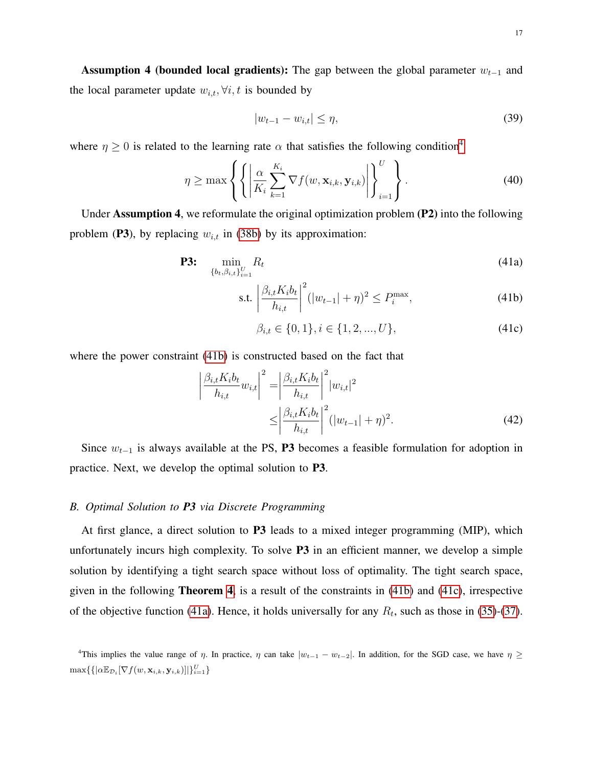**Assumption 4 (bounded local gradients):** The gap between the global parameter $w_{t-1}$ and the local parameter update $w_{i,t}, \forall i, t$ is bounded by

$$|w_{t-1} - w_{i,t}| \leq \eta, \tag{39}$$

where $\eta \geq 0$ is related to the learning rate $\alpha$ that satisfies the following condition[4]

$$\eta \geq \max \left\{ \left\{ \left| \frac{\alpha}{K_i} \sum_{k=1}^{K_i} \nabla f(w, \mathbf{x}_{i,k}, \mathbf{y}_{i,k}) \right| \right\}_{i=1}^{U} \right\}. \tag{40}$$

Under **Assumption 4**, we reformulate the original optimization problem **(P2)** into the following problem (**P3**), by replacing $w_{i,t}$ in (38b) by its approximation:

$$\textbf{P3:} \quad \min_{\{b_t, \beta_{i,t}\}_{i=1}^{U}} R_t \tag{41a}$$

$$\text{s.t.} \left| \frac{\beta_{i,t} K_i b_t}{h_{i,t}} \right|^2 (|w_{t-1}| + \eta)^2 \leq P_i^{\max}, \tag{41b}$$

$$\beta_{i,t} \in \{0, 1\}, i \in \{1, 2, ..., U\}, \tag{41c}$$

where the power constraint (41b) is constructed based on the fact that

$$\begin{aligned} \left| \frac{\beta_{i,t} K_i b_t}{h_{i,t}} w_{i,t} \right|^2 &= \left| \frac{\beta_{i,t} K_i b_t}{h_{i,t}} \right|^2 |w_{i,t}|^2 \\ &\leq \left| \frac{\beta_{i,t} K_i b_t}{h_{i,t}} \right|^2 (|w_{t-1}| + \eta)^2. \end{aligned} \tag{42}$$

Since $w_{t-1}$ is always available at the PS, **P3** becomes a feasible formulation for adoption in practice. Next, we develop the optimal solution to **P3**.

### *B. Optimal Solution to P3 via Discrete Programming*

At first glance, a direct solution to **P3** leads to a mixed integer programming (MIP), which unfortunately incurs high complexity. To solve **P3** in an efficient manner, we develop a simple solution by identifying a tight search space without loss of optimality. The tight search space, given in the following **Theorem 4**, is a result of the constraints in (41b) and (41c), irrespective of the objective function (41a). Hence, it holds universally for any $R_t$, such as those in (35)-(37).

[4] This implies the value range of $\eta$. In practice, $\eta$ can take $|w_{t-1} - w_{t-2}|$. In addition, for the SGD case, we have $\eta \geq \max\{\{|\alpha \mathbb{E}_{\mathcal{D}_i}[\nabla f(w, \mathbf{x}_{i,k}, \mathbf{y}_{i,k})]|\}_{i=1}^{U}\}$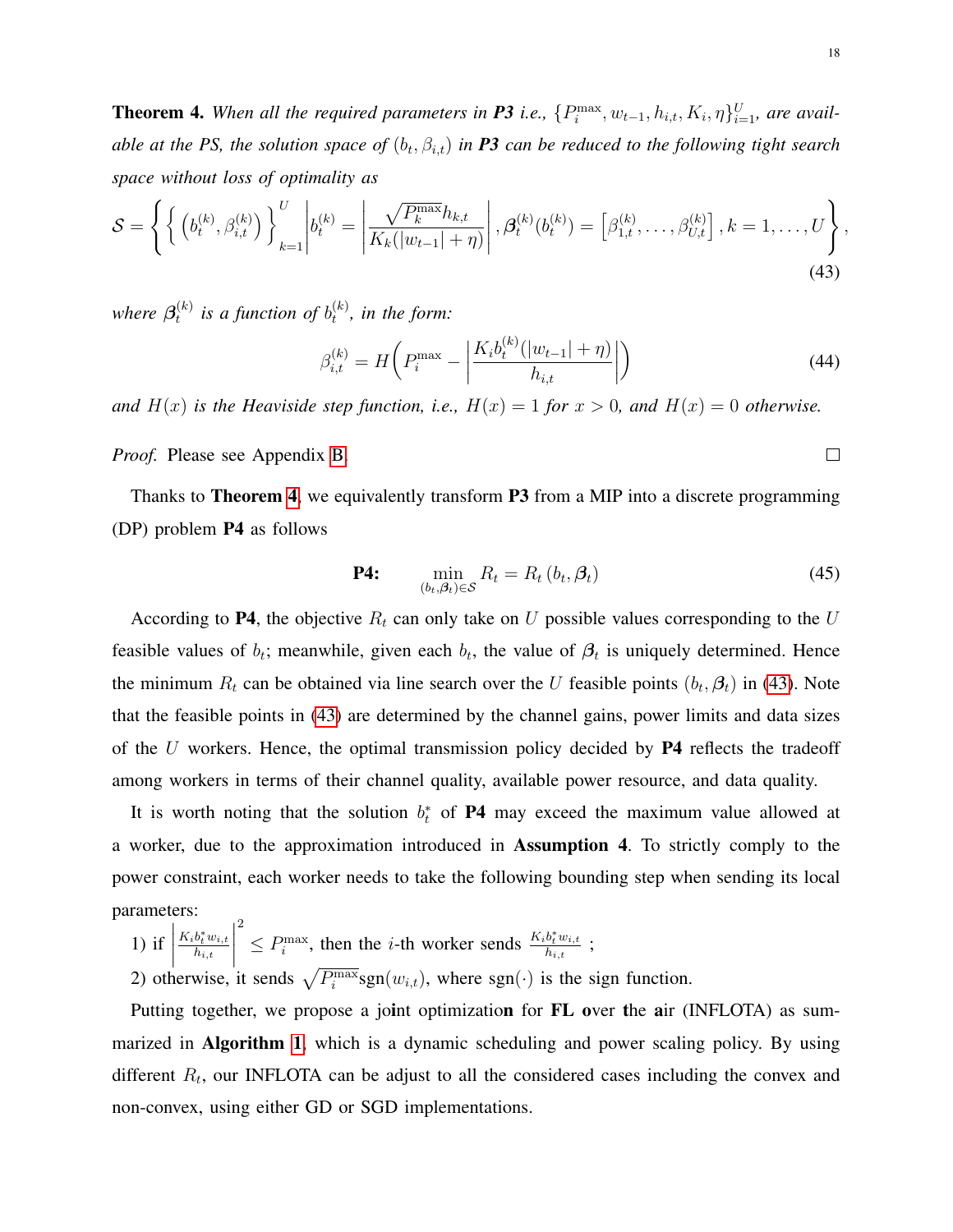**Theorem 4.** *When all the required parameters in **P3** i.e., $\{P_i^{\max}, w_{t-1}, h_{i,t}, K_i, \eta\}_{i=1}^U$, are available at the PS, the solution space of $(b_t, \beta_{i,t})$ in **P3** can be reduced to the following tight search space without loss of optimality as*

$$\mathcal{S} = \left\{ \left\{ \left(b_t^{(k)}, \beta_{i,t}^{(k)}\right) \right\}_{k=1}^U \middle| b_t^{(k)} = \left| \frac{\sqrt{P_k^{\max}} h_{k,t}}{K_k(|w_{t-1}| + \eta)} \right|, \boldsymbol{\beta}_t^{(k)}(b_t^{(k)}) = \left[\beta_{1,t}^{(k)}, \ldots, \beta_{U,t}^{(k)}\right], k = 1, \ldots, U \right\}, \tag{43}$$

*where $\boldsymbol{\beta}_t^{(k)}$ is a function of $b_t^{(k)}$, in the form:*

$$\beta_{i,t}^{(k)} = H\left(P_i^{\max} - \left| \frac{K_i b_t^{(k)}(|w_{t-1}| + \eta)}{h_{i,t}} \right| \right) \tag{44}$$

*and $H(x)$ is the Heaviside step function, i.e., $H(x) = 1$ for $x > 0$, and $H(x) = 0$ otherwise.*

*Proof.* Please see Appendix B. □

Thanks to **Theorem 4**, we equivalently transform **P3** from a MIP into a discrete programming (DP) problem **P4** as follows

$$\textbf{P4:} \qquad \min_{(b_t, \boldsymbol{\beta}_t) \in \mathcal{S}} R_t = R_t(b_t, \boldsymbol{\beta}_t) \tag{45}$$

According to **P4**, the objective $R_t$ can only take on $U$ possible values corresponding to the $U$ feasible values of $b_t$; meanwhile, given each $b_t$, the value of $\boldsymbol{\beta}_t$ is uniquely determined. Hence the minimum $R_t$ can be obtained via line search over the $U$ feasible points $(b_t, \boldsymbol{\beta}_t)$ in (43). Note that the feasible points in (43) are determined by the channel gains, power limits and data sizes of the $U$ workers. Hence, the optimal transmission policy decided by **P4** reflects the tradeoff among workers in terms of their channel quality, available power resource, and data quality.

It is worth noting that the solution $b_t^*$ of **P4** may exceed the maximum value allowed at a worker, due to the approximation introduced in **Assumption 4**. To strictly comply to the power constraint, each worker needs to take the following bounding step when sending its local parameters:

1) if $\left| \frac{K_i b_t^* w_{i,t}}{h_{i,t}} \right|^2 \le P_i^{\max}$, then the $i$-th worker sends $\frac{K_i b_t^* w_{i,t}}{h_{i,t}}$ ;
2) otherwise, it sends $\sqrt{P_i^{\max}} \text{sgn}(w_{i,t})$, where $\text{sgn}(\cdot)$ is the sign function.

Putting together, we propose a joint optimization for FL over the air (INFLOTA) as summarized in **Algorithm 1**, which is a dynamic scheduling and power scaling policy. By using different $R_t$, our INFLOTA can be adjust to all the considered cases including the convex and non-convex, using either GD or SGD implementations.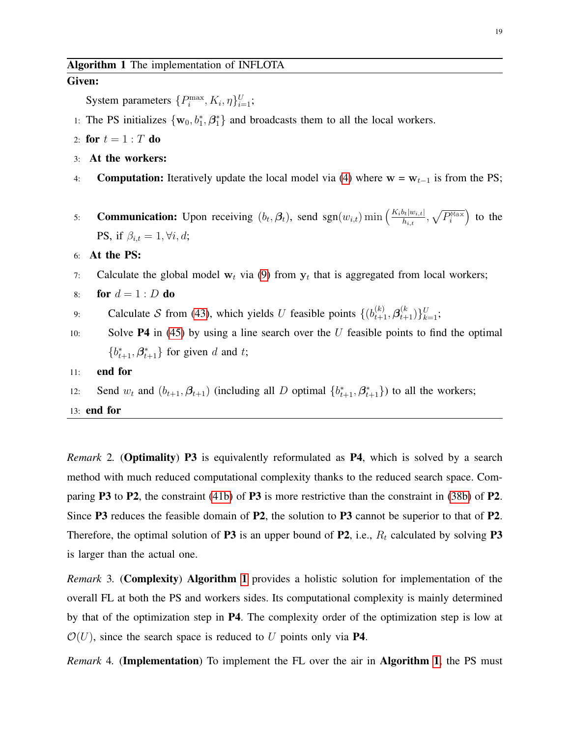**Algorithm 1** The implementation of INFLOTA

**Given:**

System parameters $\{P_i^{\max}, K_i, \eta\}_{i=1}^{U}$;

1: The PS initializes $\{\mathbf{w}_0, b_1^*, \boldsymbol{\beta}_1^*\}$ and broadcasts them to all the local workers.
2: **for** $t = 1 : T$ **do**
3: **At the workers:**
4: **Computation:** Iteratively update the local model via (4) where $\mathbf{w} = \mathbf{w}_{t-1}$ is from the PS;
5: **Communication:** Upon receiving $(b_t, \boldsymbol{\beta}_t)$, send $\mathrm{sgn}(w_{i,t}) \min\left(\frac{K_i b_t |w_{i,t}|}{h_{i,t}}, \sqrt{P_i^{\text{Max}}}\right)$ to the PS, if $\beta_{i,t} = 1, \forall i, d$;
6: **At the PS:**
7: Calculate the global model $\mathbf{w}_t$ via (9) from $\mathbf{y}_t$ that is aggregated from local workers;
8: **for** $d = 1 : D$ **do**
9: Calculate $\mathcal{S}$ from (43), which yields $U$ feasible points $\{(b_{t+1}^{(k)}, \boldsymbol{\beta}_{t+1}^{(k)})\}_{k=1}^{U}$;
10: Solve **P4** in (45) by using a line search over the $U$ feasible points to find the optimal $\{b_{t+1}^*, \boldsymbol{\beta}_{t+1}^*\}$ for given $d$ and $t$;
11: **end for**
12: Send $w_t$ and $(b_{t+1}, \boldsymbol{\beta}_{t+1})$ (including all $D$ optimal $\{b_{t+1}^*, \boldsymbol{\beta}_{t+1}^*\}$) to all the workers;
13: **end for**

*Remark* 2. (**Optimality**) **P3** is equivalently reformulated as **P4**, which is solved by a search method with much reduced computational complexity thanks to the reduced search space. Comparing **P3** to **P2**, the constraint (41b) of **P3** is more restrictive than the constraint in (38b) of **P2**. Since **P3** reduces the feasible domain of **P2**, the solution to **P3** cannot be superior to that of **P2**. Therefore, the optimal solution of **P3** is an upper bound of **P2**, i.e., $R_t$ calculated by solving **P3** is larger than the actual one.

*Remark* 3. (**Complexity**) **Algorithm 1** provides a holistic solution for implementation of the overall FL at both the PS and workers sides. Its computational complexity is mainly determined by that of the optimization step in **P4**. The complexity order of the optimization step is low at $\mathcal{O}(U)$, since the search space is reduced to $U$ points only via **P4**.

*Remark* 4. (**Implementation**) To implement the FL over the air in **Algorithm 1**, the PS must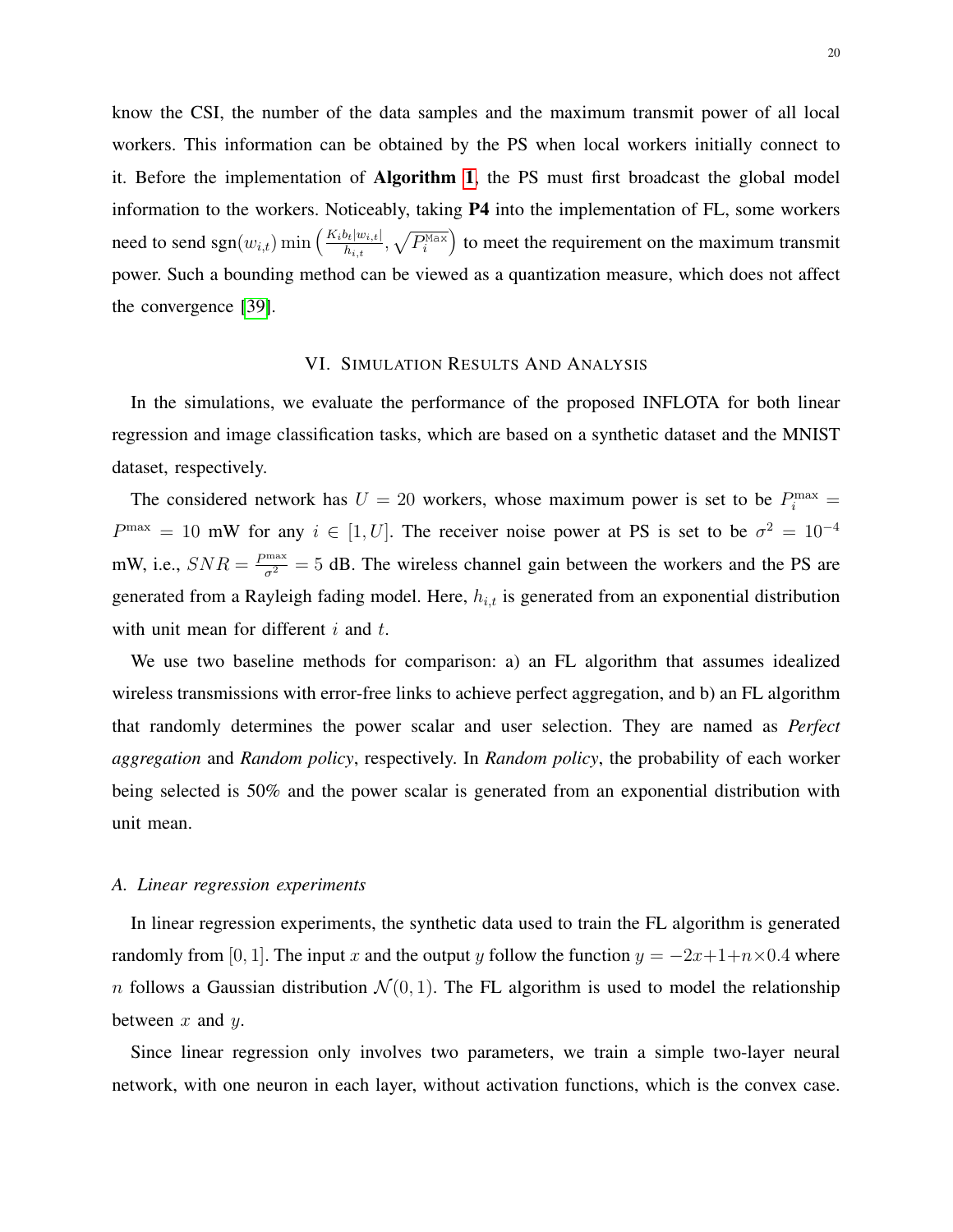know the CSI, the number of the data samples and the maximum transmit power of all local workers. This information can be obtained by the PS when local workers initially connect to it. Before the implementation of **Algorithm 1**, the PS must first broadcast the global model information to the workers. Noticeably, taking **P4** into the implementation of FL, some workers need to send $\mathrm{sgn}(w_{i,t})\min\left(\frac{K_i b_t |w_{i,t}|}{h_{i,t}}, \sqrt{P_i^{\mathrm{Max}}}\right)$ to meet the requirement on the maximum transmit power. Such a bounding method can be viewed as a quantization measure, which does not affect the convergence [39].

## VI. Simulation Results And Analysis

In the simulations, we evaluate the performance of the proposed INFLOTA for both linear regression and image classification tasks, which are based on a synthetic dataset and the MNIST dataset, respectively.

The considered network has $U = 20$ workers, whose maximum power is set to be $P_i^{\max} = P^{\max} = 10$ mW for any $i \in [1, U]$. The receiver noise power at PS is set to be $\sigma^2 = 10^{-4}$ mW, i.e., $SNR = \frac{P^{\max}}{\sigma^2} = 5$ dB. The wireless channel gain between the workers and the PS are generated from a Rayleigh fading model. Here, $h_{i,t}$ is generated from an exponential distribution with unit mean for different $i$ and $t$.

We use two baseline methods for comparison: a) an FL algorithm that assumes idealized wireless transmissions with error-free links to achieve perfect aggregation, and b) an FL algorithm that randomly determines the power scalar and user selection. They are named as *Perfect aggregation* and *Random policy*, respectively. In *Random policy*, the probability of each worker being selected is 50% and the power scalar is generated from an exponential distribution with unit mean.

### A. Linear regression experiments

In linear regression experiments, the synthetic data used to train the FL algorithm is generated randomly from $[0, 1]$. The input $x$ and the output $y$ follow the function $y = -2x + 1 + n \times 0.4$ where $n$ follows a Gaussian distribution $\mathcal{N}(0, 1)$. The FL algorithm is used to model the relationship between $x$ and $y$.

Since linear regression only involves two parameters, we train a simple two-layer neural network, with one neuron in each layer, without activation functions, which is the convex case.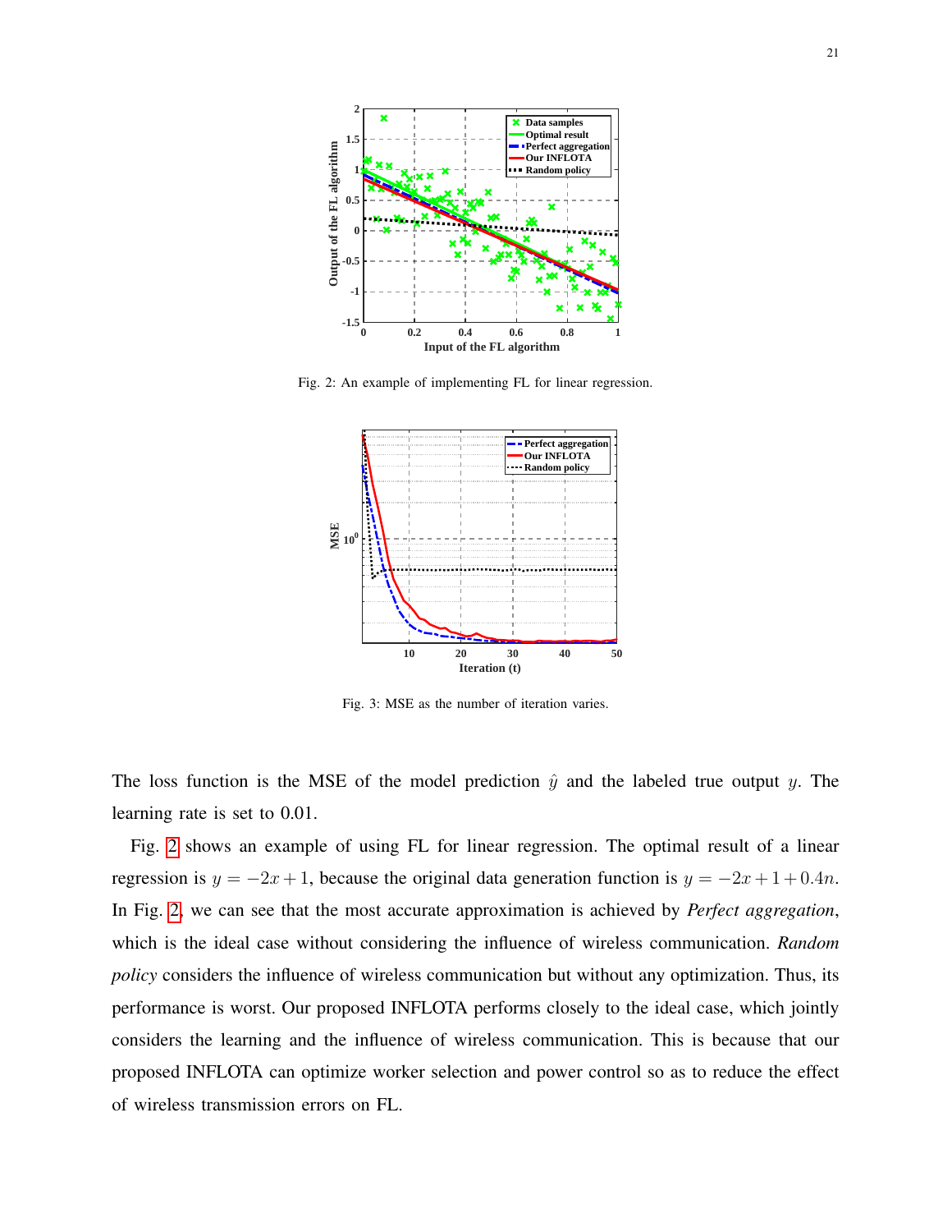Fig. 2: An example of implementing FL for linear regression.

Fig. 3: MSE as the number of iteration varies.

The loss function is the MSE of the model prediction $\hat{y}$ and the labeled true output $y$. The learning rate is set to 0.01.

Fig. 2 shows an example of using FL for linear regression. The optimal result of a linear regression is $y = -2x + 1$, because the original data generation function is $y = -2x + 1 + 0.4n$. In Fig. 2, we can see that the most accurate approximation is achieved by *Perfect aggregation*, which is the ideal case without considering the influence of wireless communication. *Random policy* considers the influence of wireless communication but without any optimization. Thus, its performance is worst. Our proposed INFLOTA performs closely to the ideal case, which jointly considers the learning and the influence of wireless communication. This is because that our proposed INFLOTA can optimize worker selection and power control so as to reduce the effect of wireless transmission errors on FL.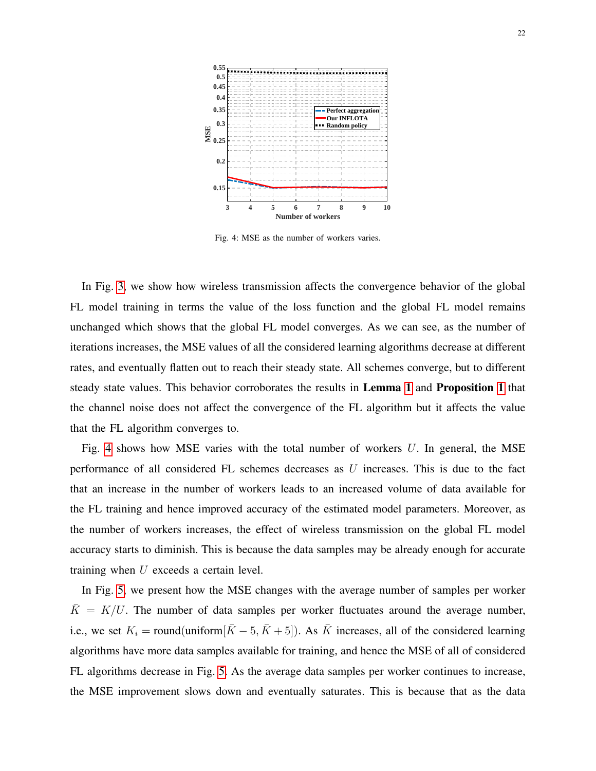Fig. 4: MSE as the number of workers varies.

In Fig. 3, we show how wireless transmission affects the convergence behavior of the global FL model training in terms the value of the loss function and the global FL model remains unchanged which shows that the global FL model converges. As we can see, as the number of iterations increases, the MSE values of all the considered learning algorithms decrease at different rates, and eventually flatten out to reach their steady state. All schemes converge, but to different steady state values. This behavior corroborates the results in **Lemma 1** and **Proposition 1** that the channel noise does not affect the convergence of the FL algorithm but it affects the value that the FL algorithm converges to.

Fig. 4 shows how MSE varies with the total number of workers $U$. In general, the MSE performance of all considered FL schemes decreases as $U$ increases. This is due to the fact that an increase in the number of workers leads to an increased volume of data available for the FL training and hence improved accuracy of the estimated model parameters. Moreover, as the number of workers increases, the effect of wireless transmission on the global FL model accuracy starts to diminish. This is because the data samples may be already enough for accurate training when $U$ exceeds a certain level.

In Fig. 5, we present how the MSE changes with the average number of samples per worker $\bar{K} = K/U$. The number of data samples per worker fluctuates around the average number, i.e., we set $K_i = \text{round}(\text{uniform}[\bar{K}-5, \bar{K}+5])$. As $\bar{K}$ increases, all of the considered learning algorithms have more data samples available for training, and hence the MSE of all of considered FL algorithms decrease in Fig. 5. As the average data samples per worker continues to increase, the MSE improvement slows down and eventually saturates. This is because that as the data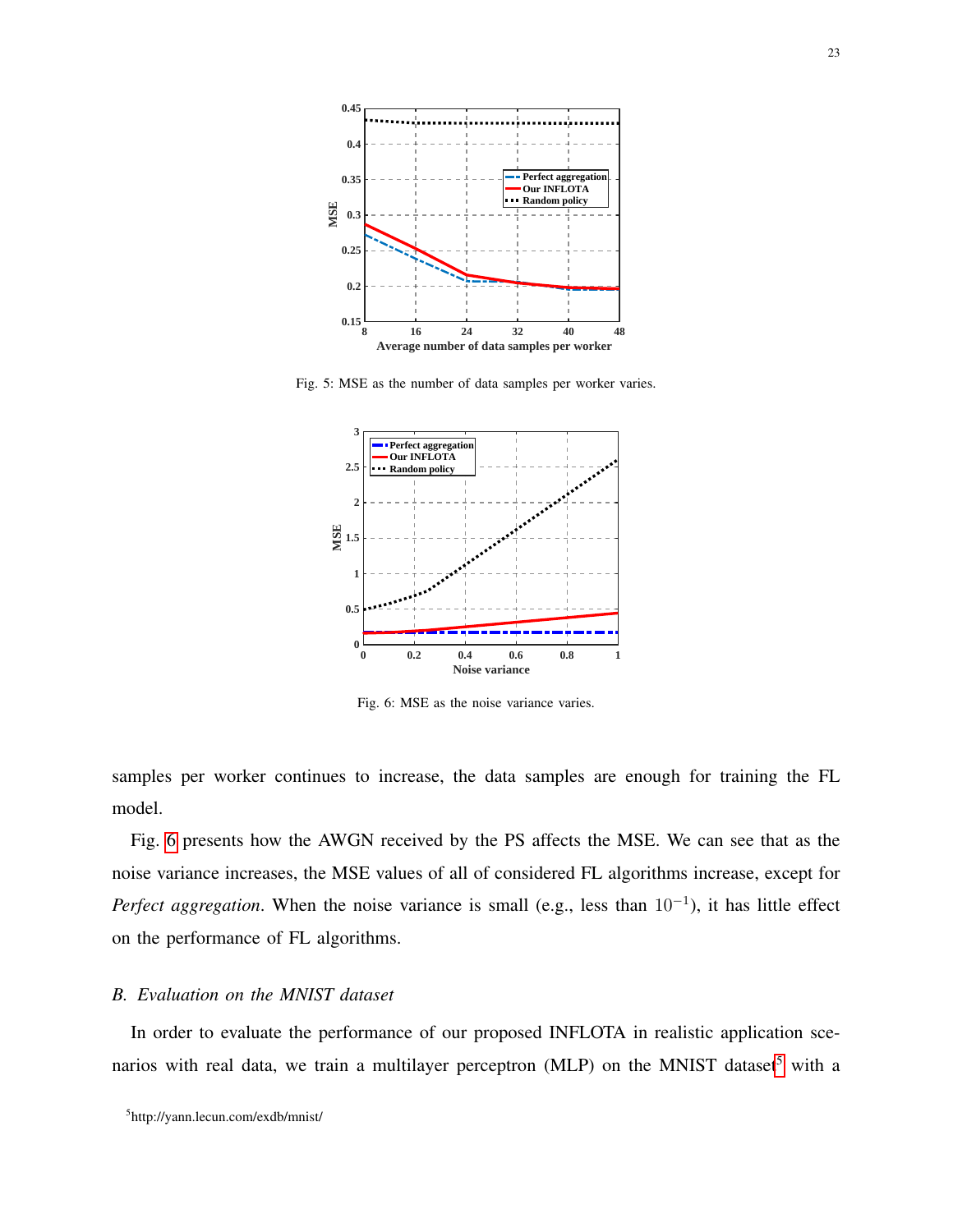Fig. 5: MSE as the number of data samples per worker varies.

Fig. 6: MSE as the noise variance varies.

samples per worker continues to increase, the data samples are enough for training the FL model.

Fig. 6 presents how the AWGN received by the PS affects the MSE. We can see that as the noise variance increases, the MSE values of all of considered FL algorithms increase, except for *Perfect aggregation*. When the noise variance is small (e.g., less than $10^{-1}$), it has little effect on the performance of FL algorithms.

### *B. Evaluation on the MNIST dataset*

In order to evaluate the performance of our proposed INFLOTA in realistic application scenarios with real data, we train a multilayer perceptron (MLP) on the MNIST dataset[5] with a

[5]http://yann.lecun.com/exdb/mnist/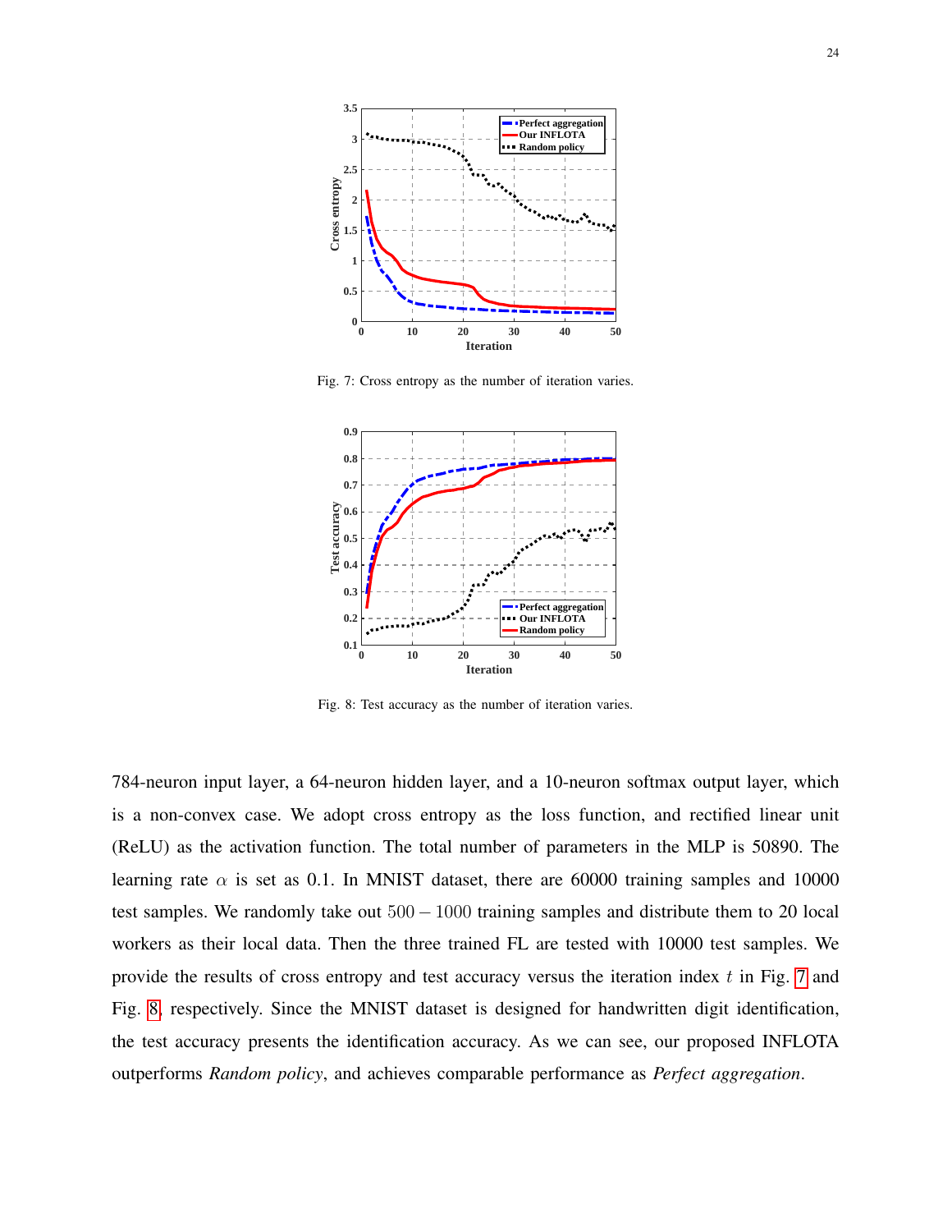Fig. 7: Cross entropy as the number of iteration varies.

Fig. 8: Test accuracy as the number of iteration varies.

784-neuron input layer, a 64-neuron hidden layer, and a 10-neuron softmax output layer, which is a non-convex case. We adopt cross entropy as the loss function, and rectified linear unit (ReLU) as the activation function. The total number of parameters in the MLP is 50890. The learning rate $\alpha$ is set as 0.1. In MNIST dataset, there are 60000 training samples and 10000 test samples. We randomly take out $500-1000$ training samples and distribute them to 20 local workers as their local data. Then the three trained FL are tested with 10000 test samples. We provide the results of cross entropy and test accuracy versus the iteration index $t$ in Fig. 7 and Fig. 8, respectively. Since the MNIST dataset is designed for handwritten digit identification, the test accuracy presents the identification accuracy. As we can see, our proposed INFLOTA outperforms *Random policy*, and achieves comparable performance as *Perfect aggregation*.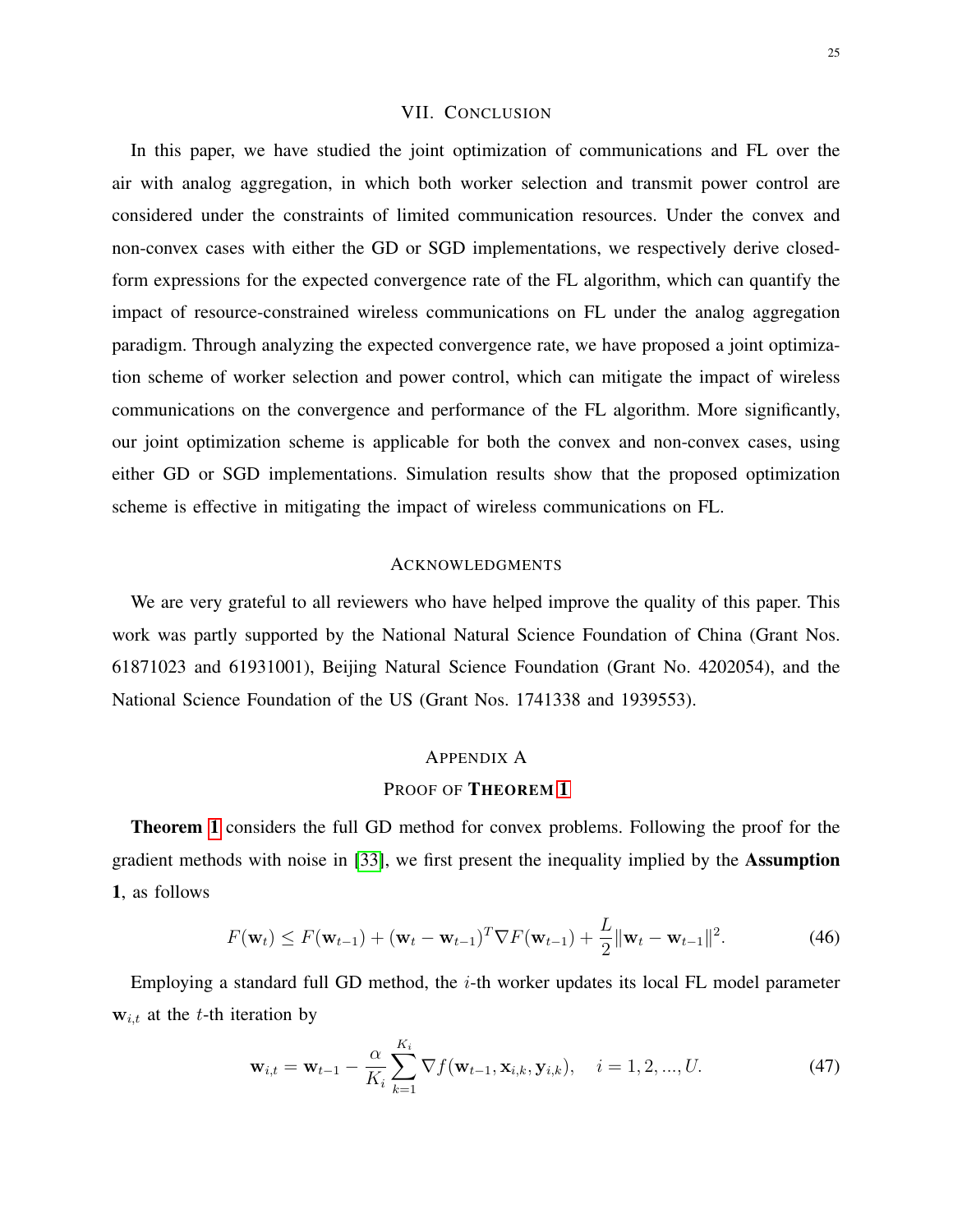## VII. Conclusion

In this paper, we have studied the joint optimization of communications and FL over the air with analog aggregation, in which both worker selection and transmit power control are considered under the constraints of limited communication resources. Under the convex and non-convex cases with either the GD or SGD implementations, we respectively derive closed-form expressions for the expected convergence rate of the FL algorithm, which can quantify the impact of resource-constrained wireless communications on FL under the analog aggregation paradigm. Through analyzing the expected convergence rate, we have proposed a joint optimization scheme of worker selection and power control, which can mitigate the impact of wireless communications on the convergence and performance of the FL algorithm. More significantly, our joint optimization scheme is applicable for both the convex and non-convex cases, using either GD or SGD implementations. Simulation results show that the proposed optimization scheme is effective in mitigating the impact of wireless communications on FL.

## Acknowledgments

We are very grateful to all reviewers who have helped improve the quality of this paper. This work was partly supported by the National Natural Science Foundation of China (Grant Nos. 61871023 and 61931001), Beijing Natural Science Foundation (Grant No. 4202054), and the National Science Foundation of the US (Grant Nos. 1741338 and 1939553).

## Appendix A
## Proof of Theorem 1

**Theorem 1** considers the full GD method for convex problems. Following the proof for the gradient methods with noise in [33], we first present the inequality implied by the **Assumption 1**, as follows

$$F(\mathbf{w}_t) \leq F(\mathbf{w}_{t-1}) + (\mathbf{w}_t - \mathbf{w}_{t-1})^T \nabla F(\mathbf{w}_{t-1}) + \frac{L}{2}\|\mathbf{w}_t - \mathbf{w}_{t-1}\|^2. \tag{46}$$

Employing a standard full GD method, the $i$-th worker updates its local FL model parameter $\mathbf{w}_{i,t}$ at the $t$-th iteration by

$$\mathbf{w}_{i,t} = \mathbf{w}_{t-1} - \frac{\alpha}{K_i}\sum_{k=1}^{K_i} \nabla f(\mathbf{w}_{t-1}, \mathbf{x}_{i,k}, \mathbf{y}_{i,k}), \quad i = 1, 2, ..., U. \tag{47}$$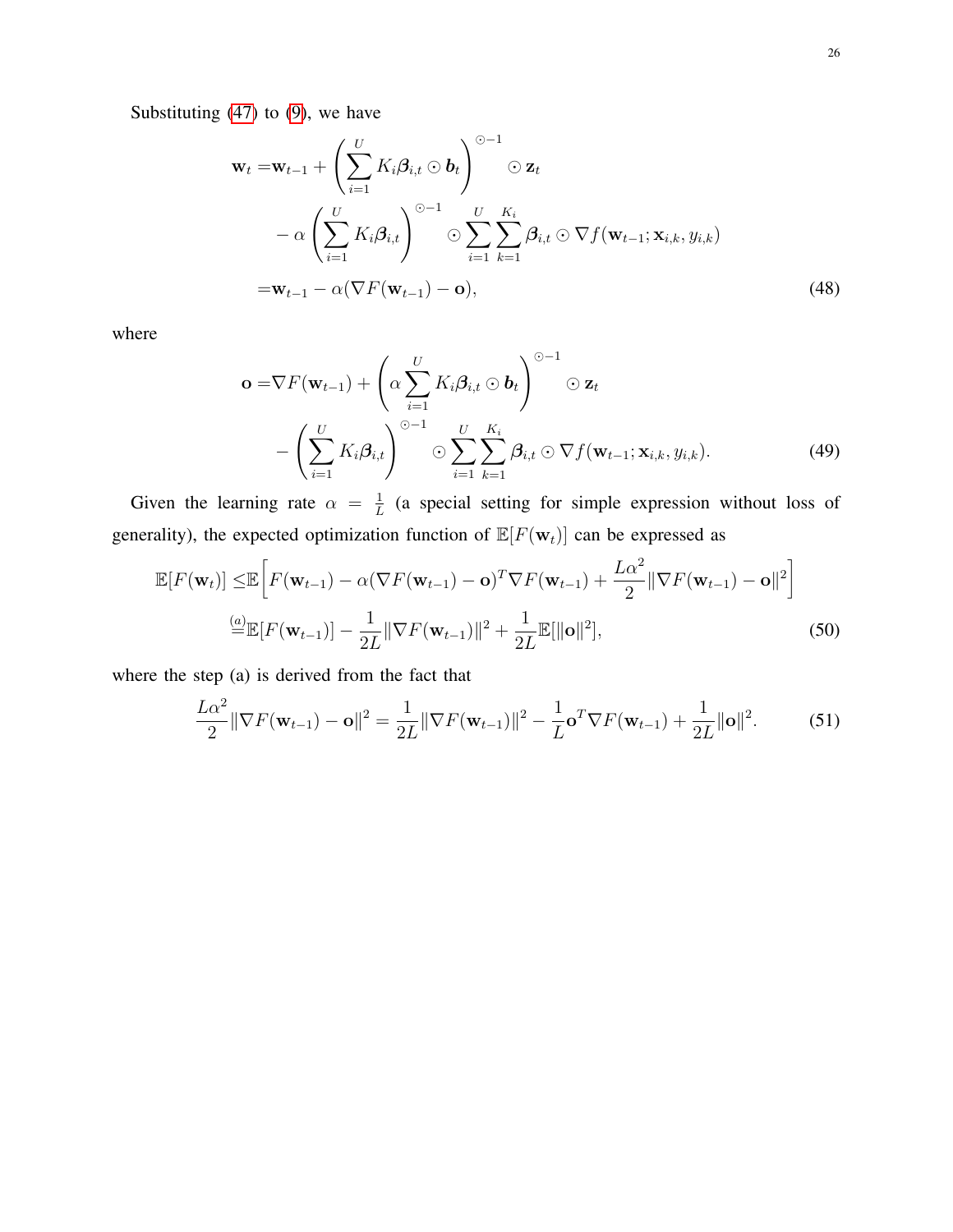Substituting (47) to (9), we have

$$
\begin{aligned}
\mathbf{w}_t =& \mathbf{w}_{t-1} + \left( \sum_{i=1}^{U} K_i \boldsymbol{\beta}_{i,t} \odot \boldsymbol{b}_t \right)^{\odot -1} \odot \mathbf{z}_t \\
& - \alpha \left( \sum_{i=1}^{U} K_i \boldsymbol{\beta}_{i,t} \right)^{\odot -1} \odot \sum_{i=1}^{U} \sum_{k=1}^{K_i} \boldsymbol{\beta}_{i,t} \odot \nabla f(\mathbf{w}_{t-1}; \mathbf{x}_{i,k}, y_{i,k}) \\
=& \mathbf{w}_{t-1} - \alpha (\nabla F(\mathbf{w}_{t-1}) - \mathbf{o}),
\end{aligned} \tag{48}
$$

where

$$
\begin{aligned}
\mathbf{o} =& \nabla F(\mathbf{w}_{t-1}) + \left( \alpha \sum_{i=1}^{U} K_i \boldsymbol{\beta}_{i,t} \odot \boldsymbol{b}_t \right)^{\odot -1} \odot \mathbf{z}_t \\
& - \left( \sum_{i=1}^{U} K_i \boldsymbol{\beta}_{i,t} \right)^{\odot -1} \odot \sum_{i=1}^{U} \sum_{k=1}^{K_i} \boldsymbol{\beta}_{i,t} \odot \nabla f(\mathbf{w}_{t-1}; \mathbf{x}_{i,k}, y_{i,k}).
\end{aligned} \tag{49}
$$

Given the learning rate $\alpha = \frac{1}{L}$ (a special setting for simple expression without loss of generality), the expected optimization function of $\mathbb{E}[F(\mathbf{w}_t)]$ can be expressed as

$$
\begin{aligned}
\mathbb{E}[F(\mathbf{w}_t)] \leq& \mathbb{E}\left[ F(\mathbf{w}_{t-1}) - \alpha (\nabla F(\mathbf{w}_{t-1}) - \mathbf{o})^T \nabla F(\mathbf{w}_{t-1}) + \frac{L\alpha^2}{2} \| \nabla F(\mathbf{w}_{t-1}) - \mathbf{o} \|^2 \right] \\
\overset{(a)}{=}& \mathbb{E}[F(\mathbf{w}_{t-1})] - \frac{1}{2L} \| \nabla F(\mathbf{w}_{t-1}) \|^2 + \frac{1}{2L} \mathbb{E}[\|\mathbf{o}\|^2],
\end{aligned} \tag{50}
$$

where the step (a) is derived from the fact that

$$
\frac{L\alpha^2}{2} \| \nabla F(\mathbf{w}_{t-1}) - \mathbf{o} \|^2 = \frac{1}{2L} \| \nabla F(\mathbf{w}_{t-1}) \|^2 - \frac{1}{L} \mathbf{o}^T \nabla F(\mathbf{w}_{t-1}) + \frac{1}{2L} \|\mathbf{o}\|^2. \tag{51}
$$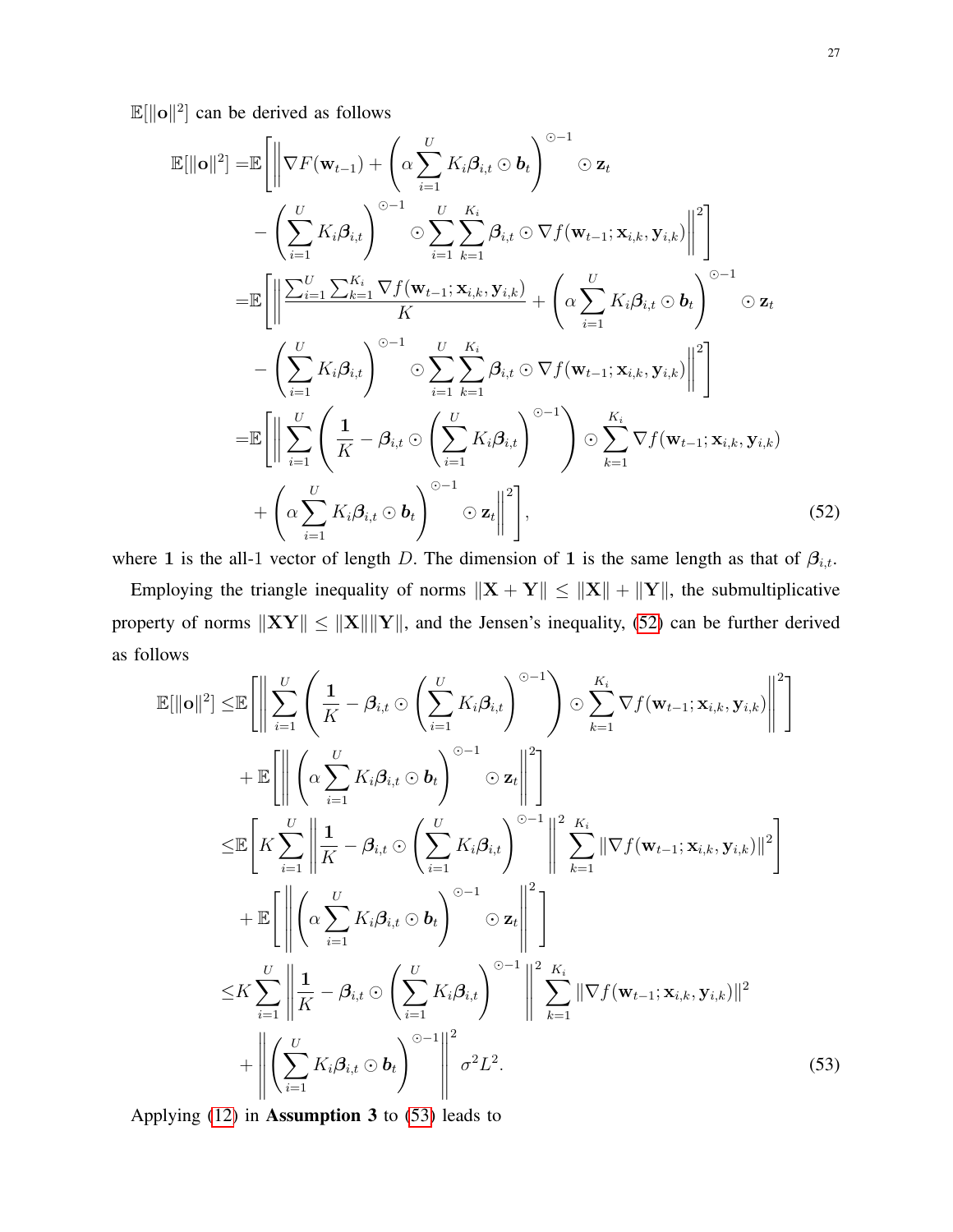$\mathbb{E}[\|\mathbf{o}\|^2]$ can be derived as follows

$$
\begin{aligned}
\mathbb{E}[\|\mathbf{o}\|^2] =&\mathbb{E}\Bigg[\Bigg\|\nabla F(\mathbf{w}_{t-1}) + \left(\alpha\sum_{i=1}^{U} K_i \boldsymbol{\beta}_{i,t}\odot \boldsymbol{b}_t\right)^{\odot -1}\odot \mathbf{z}_t \\
&- \left(\sum_{i=1}^{U} K_i \boldsymbol{\beta}_{i,t}\right)^{\odot -1}\odot \sum_{i=1}^{U}\sum_{k=1}^{K_i}\boldsymbol{\beta}_{i,t}\odot \nabla f(\mathbf{w}_{t-1};\mathbf{x}_{i,k},\mathbf{y}_{i,k})\Bigg\|^2\Bigg] \\
=&\mathbb{E}\Bigg[\Bigg\|\frac{\sum_{i=1}^{U}\sum_{k=1}^{K_i}\nabla f(\mathbf{w}_{t-1};\mathbf{x}_{i,k},\mathbf{y}_{i,k})}{K} + \left(\alpha\sum_{i=1}^{U} K_i \boldsymbol{\beta}_{i,t}\odot \boldsymbol{b}_t\right)^{\odot -1}\odot \mathbf{z}_t \\
&- \left(\sum_{i=1}^{U} K_i \boldsymbol{\beta}_{i,t}\right)^{\odot -1}\odot \sum_{i=1}^{U}\sum_{k=1}^{K_i}\boldsymbol{\beta}_{i,t}\odot \nabla f(\mathbf{w}_{t-1};\mathbf{x}_{i,k},\mathbf{y}_{i,k})\Bigg\|^2\Bigg] \\
=&\mathbb{E}\Bigg[\Bigg\|\sum_{i=1}^{U}\left(\frac{\mathbf{1}}{K} - \boldsymbol{\beta}_{i,t}\odot\left(\sum_{i=1}^{U} K_i\boldsymbol{\beta}_{i,t}\right)^{\odot -1}\right)\odot\sum_{k=1}^{K_i}\nabla f(\mathbf{w}_{t-1};\mathbf{x}_{i,k},\mathbf{y}_{i,k}) \\
&+ \left(\alpha\sum_{i=1}^{U} K_i \boldsymbol{\beta}_{i,t}\odot \boldsymbol{b}_t\right)^{\odot -1}\odot \mathbf{z}_t\Bigg\|^2\Bigg],
\end{aligned}
\tag{52}
$$

where $\mathbf{1}$ is the all-1 vector of length $D$. The dimension of $\mathbf{1}$ is the same length as that of $\boldsymbol{\beta}_{i,t}$.

Employing the triangle inequality of norms $\|\mathbf{X}+\mathbf{Y}\| \leq \|\mathbf{X}\| + \|\mathbf{Y}\|$, the submultiplicative property of norms $\|\mathbf{X}\mathbf{Y}\| \leq \|\mathbf{X}\|\|\mathbf{Y}\|$, and the Jensen's inequality, (52) can be further derived as follows

$$
\begin{aligned}
\mathbb{E}[\|\mathbf{o}\|^2] \leq&\mathbb{E}\Bigg[\Bigg\|\sum_{i=1}^{U}\left(\frac{\mathbf{1}}{K} - \boldsymbol{\beta}_{i,t}\odot\left(\sum_{i=1}^{U} K_i\boldsymbol{\beta}_{i,t}\right)^{\odot -1}\right)\odot\sum_{k=1}^{K_i}\nabla f(\mathbf{w}_{t-1};\mathbf{x}_{i,k},\mathbf{y}_{i,k})\Bigg\|^2\Bigg] \\
&+ \mathbb{E}\Bigg[\Bigg\|\left(\alpha\sum_{i=1}^{U} K_i \boldsymbol{\beta}_{i,t}\odot \boldsymbol{b}_t\right)^{\odot -1}\odot \mathbf{z}_t\Bigg\|^2\Bigg] \\
\leq&\mathbb{E}\Bigg[K\sum_{i=1}^{U}\Bigg\|\frac{\mathbf{1}}{K} - \boldsymbol{\beta}_{i,t}\odot\left(\sum_{i=1}^{U} K_i\boldsymbol{\beta}_{i,t}\right)^{\odot -1}\Bigg\|^2\sum_{k=1}^{K_i}\|\nabla f(\mathbf{w}_{t-1};\mathbf{x}_{i,k},\mathbf{y}_{i,k})\|^2\Bigg] \\
&+ \mathbb{E}\Bigg[\Bigg\|\left(\alpha\sum_{i=1}^{U} K_i \boldsymbol{\beta}_{i,t}\odot \boldsymbol{b}_t\right)^{\odot -1}\odot \mathbf{z}_t\Bigg\|^2\Bigg] \\
\leq& K\sum_{i=1}^{U}\Bigg\|\frac{\mathbf{1}}{K} - \boldsymbol{\beta}_{i,t}\odot\left(\sum_{i=1}^{U} K_i\boldsymbol{\beta}_{i,t}\right)^{\odot -1}\Bigg\|^2\sum_{k=1}^{K_i}\|\nabla f(\mathbf{w}_{t-1};\mathbf{x}_{i,k},\mathbf{y}_{i,k})\|^2 \\
&+ \Bigg\|\left(\sum_{i=1}^{U} K_i \boldsymbol{\beta}_{i,t}\odot \boldsymbol{b}_t\right)^{\odot -1}\Bigg\|^2\sigma^2 L^2.
\end{aligned}
\tag{53}
$$

Applying (12) in **Assumption 3** to (53) leads to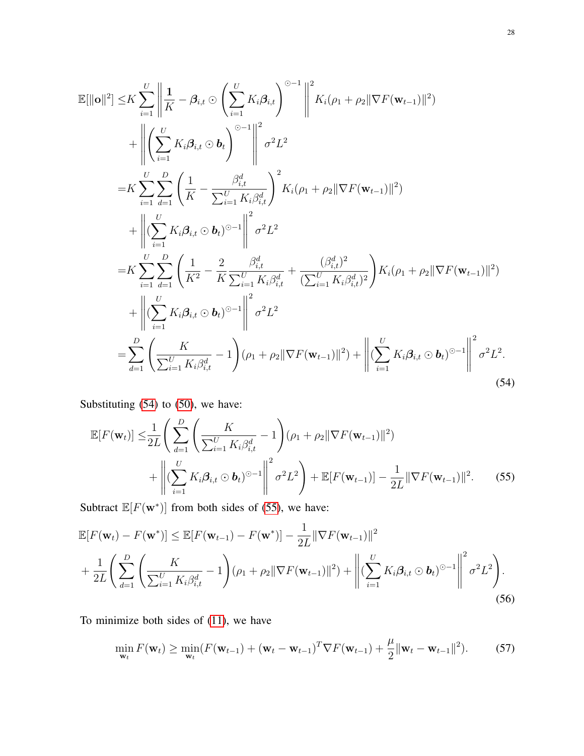$$
\begin{aligned}
\mathbb{E}[\|\mathbf{o}\|^2] \leq & K \sum_{i=1}^{U} \left\| \frac{\mathbf{1}}{K} - \boldsymbol{\beta}_{i,t} \odot \left( \sum_{i=1}^{U} K_i \boldsymbol{\beta}_{i,t} \right)^{\odot -1} \right\|^2 K_i (\rho_1 + \rho_2 \|\nabla F(\mathbf{w}_{t-1})\|^2) \\
& + \left\| \left( \sum_{i=1}^{U} K_i \boldsymbol{\beta}_{i,t} \odot \boldsymbol{b}_t \right)^{\odot -1} \right\|^2 \sigma^2 L^2 \\
= & K \sum_{i=1}^{U} \sum_{d=1}^{D} \left( \frac{1}{K} - \frac{\beta_{i,t}^d}{\sum_{i=1}^{U} K_i \beta_{i,t}^d} \right)^2 K_i (\rho_1 + \rho_2 \|\nabla F(\mathbf{w}_{t-1})\|^2) \\
& + \left\| (\sum_{i=1}^{U} K_i \boldsymbol{\beta}_{i,t} \odot \boldsymbol{b}_t)^{\odot -1} \right\|^2 \sigma^2 L^2 \\
= & K \sum_{i=1}^{U} \sum_{d=1}^{D} \left( \frac{1}{K^2} - \frac{2}{K} \frac{\beta_{i,t}^d}{\sum_{i=1}^{U} K_i \beta_{i,t}^d} + \frac{(\beta_{i,t}^d)^2}{(\sum_{i=1}^{U} K_i \beta_{i,t}^d)^2} \right) K_i (\rho_1 + \rho_2 \|\nabla F(\mathbf{w}_{t-1})\|^2) \\
& + \left\| (\sum_{i=1}^{U} K_i \boldsymbol{\beta}_{i,t} \odot \boldsymbol{b}_t)^{\odot -1} \right\|^2 \sigma^2 L^2 \\
= & \sum_{d=1}^{D} \left( \frac{K}{\sum_{i=1}^{U} K_i \beta_{i,t}^d} - 1 \right) (\rho_1 + \rho_2 \|\nabla F(\mathbf{w}_{t-1})\|^2) + \left\| (\sum_{i=1}^{U} K_i \boldsymbol{\beta}_{i,t} \odot \boldsymbol{b}_t)^{\odot -1} \right\|^2 \sigma^2 L^2.
\end{aligned}
\tag{54}
$$

Substituting (54) to (50), we have:

$$
\begin{aligned}
\mathbb{E}[F(\mathbf{w}_t)] \leq & \frac{1}{2L} \Bigg( \sum_{d=1}^{D} \left( \frac{K}{\sum_{i=1}^{U} K_i \beta_{i,t}^d} - 1 \right) (\rho_1 + \rho_2 \|\nabla F(\mathbf{w}_{t-1})\|^2) \\
& + \left\| (\sum_{i=1}^{U} K_i \boldsymbol{\beta}_{i,t} \odot \boldsymbol{b}_t)^{\odot -1} \right\|^2 \sigma^2 L^2 \Bigg) + \mathbb{E}[F(\mathbf{w}_{t-1})] - \frac{1}{2L} \|\nabla F(\mathbf{w}_{t-1})\|^2.
\end{aligned}
\tag{55}
$$

Subtract $\mathbb{E}[F(\mathbf{w}^*)]$ from both sides of (55), we have:

$$
\begin{aligned}
& \mathbb{E}[F(\mathbf{w}_t) - F(\mathbf{w}^*)] \leq \mathbb{E}[F(\mathbf{w}_{t-1}) - F(\mathbf{w}^*)] - \frac{1}{2L} \|\nabla F(\mathbf{w}_{t-1})\|^2 \\
& + \frac{1}{2L} \Bigg( \sum_{d=1}^{D} \left( \frac{K}{\sum_{i=1}^{U} K_i \beta_{i,t}^d} - 1 \right) (\rho_1 + \rho_2 \|\nabla F(\mathbf{w}_{t-1})\|^2) + \left\| (\sum_{i=1}^{U} K_i \boldsymbol{\beta}_{i,t} \odot \boldsymbol{b}_t)^{\odot -1} \right\|^2 \sigma^2 L^2 \Bigg).
\end{aligned}
\tag{56}
$$

To minimize both sides of (11), we have

$$
\min_{\mathbf{w}_t} F(\mathbf{w}_t) \geq \min_{\mathbf{w}_t} (F(\mathbf{w}_{t-1}) + (\mathbf{w}_t - \mathbf{w}_{t-1})^T \nabla F(\mathbf{w}_{t-1}) + \frac{\mu}{2} \|\mathbf{w}_t - \mathbf{w}_{t-1}\|^2).
\tag{57}
$$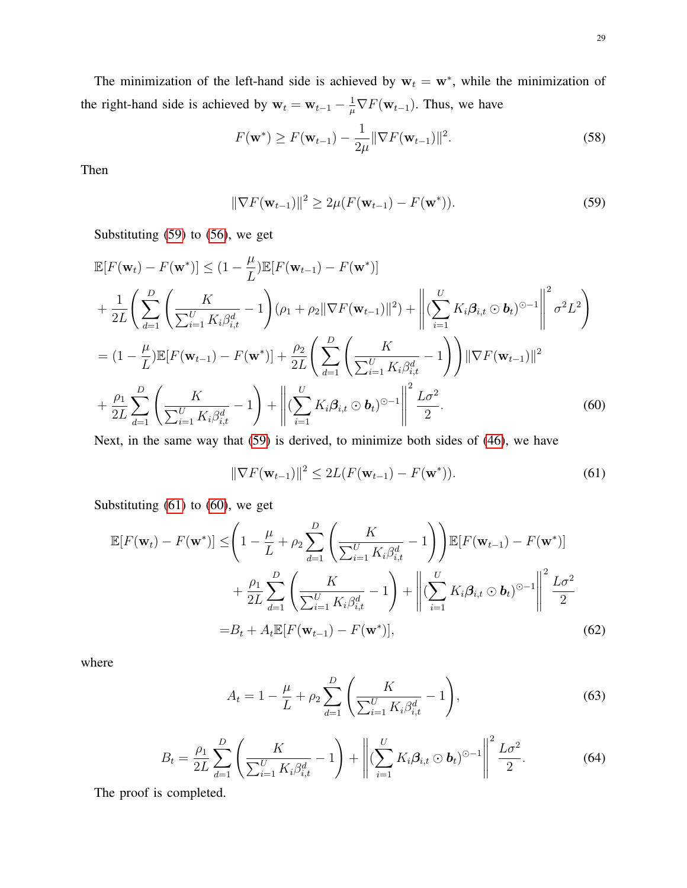The minimization of the left-hand side is achieved by $\mathbf{w}_t = \mathbf{w}^*$, while the minimization of the right-hand side is achieved by $\mathbf{w}_t = \mathbf{w}_{t-1} - \frac{1}{\mu}\nabla F(\mathbf{w}_{t-1})$. Thus, we have

$$F(\mathbf{w}^*) \geq F(\mathbf{w}_{t-1}) - \frac{1}{2\mu}\|\nabla F(\mathbf{w}_{t-1})\|^2. \tag{58}$$

Then

$$\|\nabla F(\mathbf{w}_{t-1})\|^2 \geq 2\mu(F(\mathbf{w}_{t-1}) - F(\mathbf{w}^*)). \tag{59}$$

Substituting (59) to (56), we get

$$\begin{aligned}
&\mathbb{E}[F(\mathbf{w}_t) - F(\mathbf{w}^*)] \leq (1 - \frac{\mu}{L})\mathbb{E}[F(\mathbf{w}_{t-1}) - F(\mathbf{w}^*)] \\
&+ \frac{1}{2L}\left(\sum_{d=1}^{D}\left(\frac{K}{\sum_{i=1}^{U} K_i \beta_{i,t}^d} - 1\right)(\rho_1 + \rho_2\|\nabla F(\mathbf{w}_{t-1})\|^2) + \left\|(\sum_{i=1}^{U} K_i \boldsymbol{\beta}_{i,t} \odot \boldsymbol{b}_t)^{\odot -1}\right\|^2 \sigma^2 L^2\right) \\
&= (1 - \frac{\mu}{L})\mathbb{E}[F(\mathbf{w}_{t-1}) - F(\mathbf{w}^*)] + \frac{\rho_2}{2L}\left(\sum_{d=1}^{D}\left(\frac{K}{\sum_{i=1}^{U} K_i \beta_{i,t}^d} - 1\right)\right)\|\nabla F(\mathbf{w}_{t-1})\|^2 \\
&+ \frac{\rho_1}{2L}\sum_{d=1}^{D}\left(\frac{K}{\sum_{i=1}^{U} K_i \beta_{i,t}^d} - 1\right) + \left\|(\sum_{i=1}^{U} K_i \boldsymbol{\beta}_{i,t} \odot \boldsymbol{b}_t)^{\odot -1}\right\|^2 \frac{L\sigma^2}{2}.
\end{aligned} \tag{60}$$

Next, in the same way that (59) is derived, to minimize both sides of (46), we have

$$\|\nabla F(\mathbf{w}_{t-1})\|^2 \leq 2L(F(\mathbf{w}_{t-1}) - F(\mathbf{w}^*)). \tag{61}$$

Substituting (61) to (60), we get

$$\begin{aligned}
\mathbb{E}[F(\mathbf{w}_t) - F(\mathbf{w}^*)] \leq &\left(1 - \frac{\mu}{L} + \rho_2\sum_{d=1}^{D}\left(\frac{K}{\sum_{i=1}^{U} K_i \beta_{i,t}^d} - 1\right)\right)\mathbb{E}[F(\mathbf{w}_{t-1}) - F(\mathbf{w}^*)] \\
&+ \frac{\rho_1}{2L}\sum_{d=1}^{D}\left(\frac{K}{\sum_{i=1}^{U} K_i \beta_{i,t}^d} - 1\right) + \left\|(\sum_{i=1}^{U} K_i \boldsymbol{\beta}_{i,t} \odot \boldsymbol{b}_t)^{\odot -1}\right\|^2 \frac{L\sigma^2}{2} \\
= &B_t + A_t\mathbb{E}[F(\mathbf{w}_{t-1}) - F(\mathbf{w}^*)],
\end{aligned} \tag{62}$$

where

$$A_t = 1 - \frac{\mu}{L} + \rho_2\sum_{d=1}^{D}\left(\frac{K}{\sum_{i=1}^{U} K_i \beta_{i,t}^d} - 1\right), \tag{63}$$

$$B_t = \frac{\rho_1}{2L}\sum_{d=1}^{D}\left(\frac{K}{\sum_{i=1}^{U} K_i \beta_{i,t}^d} - 1\right) + \left\|(\sum_{i=1}^{U} K_i \boldsymbol{\beta}_{i,t} \odot \boldsymbol{b}_t)^{\odot -1}\right\|^2 \frac{L\sigma^2}{2}. \tag{64}$$

The proof is completed.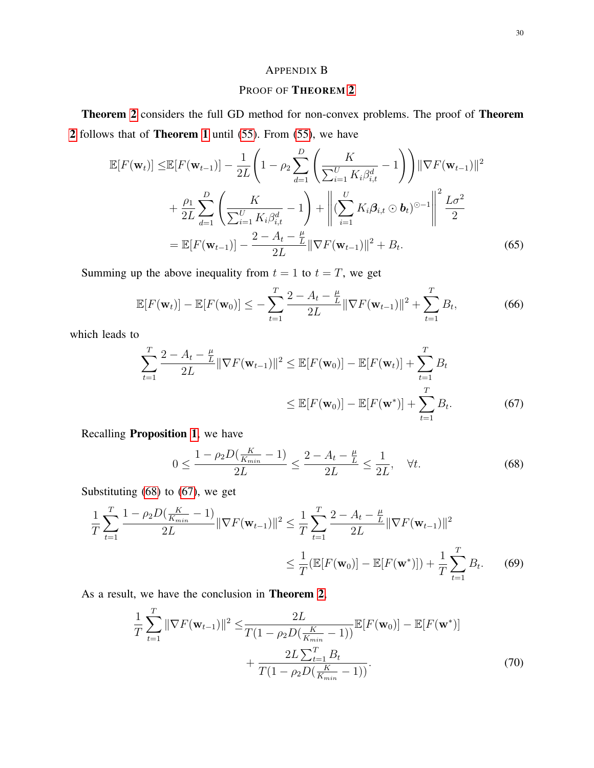# APPENDIX B

## PROOF OF THEOREM 2

**Theorem 2** considers the full GD method for non-convex problems. The proof of **Theorem 2** follows that of **Theorem 1** until (55). From (55), we have

$$
\begin{aligned}
\mathbb{E}[F(\mathbf{w}_t)] \leq & \mathbb{E}[F(\mathbf{w}_{t-1})] - \frac{1}{2L}\left(1 - \rho_2 \sum_{d=1}^{D}\left(\frac{K}{\sum_{i=1}^{U} K_i \beta_{i,t}^d} - 1\right)\right)\|\nabla F(\mathbf{w}_{t-1})\|^2 \\
& + \frac{\rho_1}{2L}\sum_{d=1}^{D}\left(\frac{K}{\sum_{i=1}^{U} K_i \beta_{i,t}^d} - 1\right) + \left\|\left(\sum_{i=1}^{U} K_i \boldsymbol{\beta}_{i,t} \odot \boldsymbol{b}_t\right)^{\odot -1}\right\|^2 \frac{L\sigma^2}{2} \\
= & \mathbb{E}[F(\mathbf{w}_{t-1})] - \frac{2 - A_t - \frac{\mu}{L}}{2L}\|\nabla F(\mathbf{w}_{t-1})\|^2 + B_t.
\end{aligned} \tag{65}
$$

Summing up the above inequality from $t = 1$ to $t = T$, we get

$$
\mathbb{E}[F(\mathbf{w}_t)] - \mathbb{E}[F(\mathbf{w}_0)] \leq -\sum_{t=1}^{T}\frac{2 - A_t - \frac{\mu}{L}}{2L}\|\nabla F(\mathbf{w}_{t-1})\|^2 + \sum_{t=1}^{T} B_t, \tag{66}
$$

which leads to

$$
\begin{aligned}
\sum_{t=1}^{T}\frac{2 - A_t - \frac{\mu}{L}}{2L}\|\nabla F(\mathbf{w}_{t-1})\|^2 &\leq \mathbb{E}[F(\mathbf{w}_0)] - \mathbb{E}[F(\mathbf{w}_t)] + \sum_{t=1}^{T} B_t \\
&\leq \mathbb{E}[F(\mathbf{w}_0)] - \mathbb{E}[F(\mathbf{w}^*)] + \sum_{t=1}^{T} B_t.
\end{aligned} \tag{67}
$$

Recalling **Proposition 1**, we have

$$
0 \leq \frac{1 - \rho_2 D(\frac{K}{K_{min}} - 1)}{2L} \leq \frac{2 - A_t - \frac{\mu}{L}}{2L} \leq \frac{1}{2L}, \quad \forall t. \tag{68}
$$

Substituting (68) to (67), we get

$$
\begin{aligned}
\frac{1}{T}\sum_{t=1}^{T}\frac{1 - \rho_2 D(\frac{K}{K_{min}} - 1)}{2L}\|\nabla F(\mathbf{w}_{t-1})\|^2 &\leq \frac{1}{T}\sum_{t=1}^{T}\frac{2 - A_t - \frac{\mu}{L}}{2L}\|\nabla F(\mathbf{w}_{t-1})\|^2 \\
&\leq \frac{1}{T}(\mathbb{E}[F(\mathbf{w}_0)] - \mathbb{E}[F(\mathbf{w}^*)]) + \frac{1}{T}\sum_{t=1}^{T} B_t.
\end{aligned} \tag{69}
$$

As a result, we have the conclusion in **Theorem 2**.

$$
\begin{aligned}
\frac{1}{T}\sum_{t=1}^{T}\|\nabla F(\mathbf{w}_{t-1})\|^2 \leq & \frac{2L}{T(1 - \rho_2 D(\frac{K}{K_{min}} - 1))}\mathbb{E}[F(\mathbf{w}_0)] - \mathbb{E}[F(\mathbf{w}^*)] \\
& + \frac{2L\sum_{t=1}^{T} B_t}{T(1 - \rho_2 D(\frac{K}{K_{min}} - 1))}.
\end{aligned} \tag{70}
$$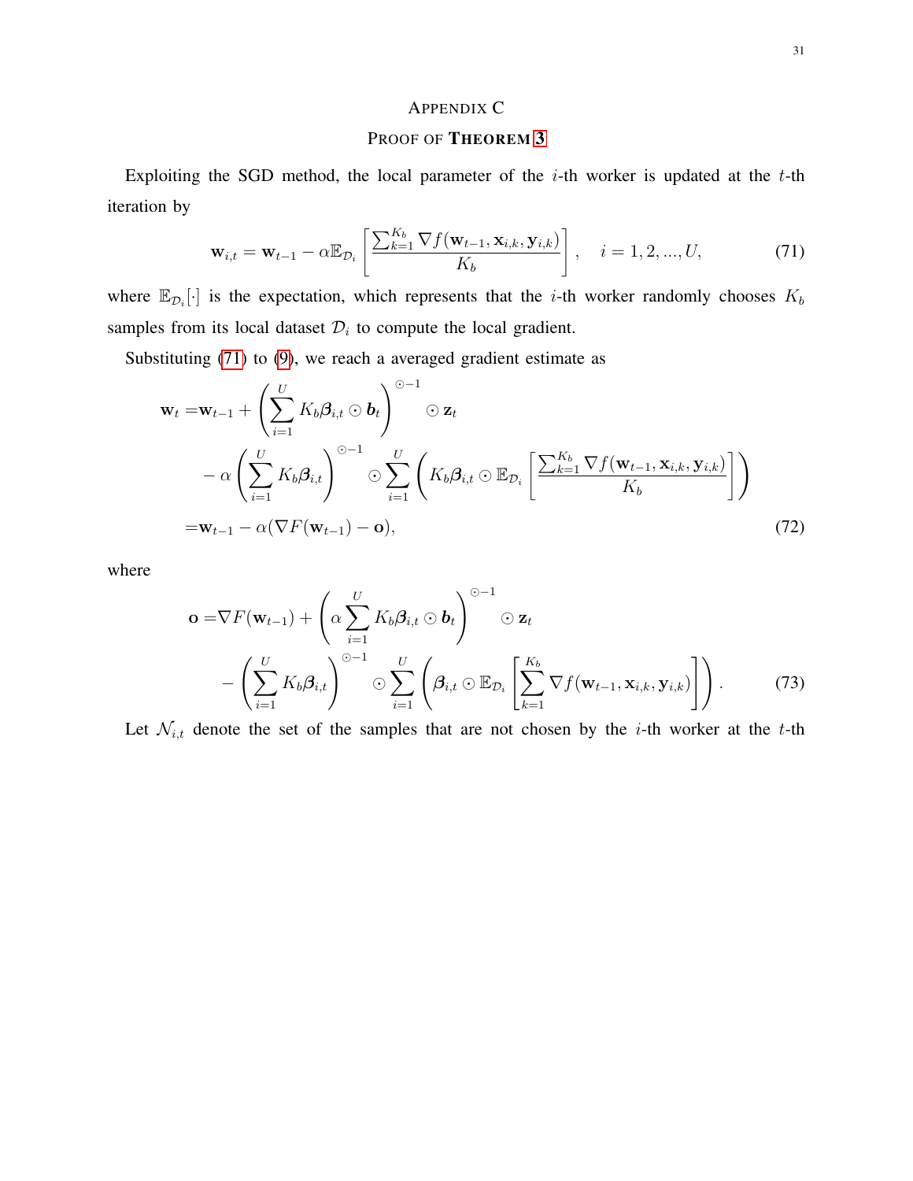# Appendix C

## Proof of Theorem 3

Exploiting the SGD method, the local parameter of the $i$-th worker is updated at the $t$-th iteration by

$$\mathbf{w}_{i,t} = \mathbf{w}_{t-1} - \alpha \mathbb{E}_{\mathcal{D}_i}\left[\frac{\sum_{k=1}^{K_b} \nabla f(\mathbf{w}_{t-1}, \mathbf{x}_{i,k}, \mathbf{y}_{i,k})}{K_b}\right], \quad i = 1, 2, ..., U, \tag{71}$$

where $\mathbb{E}_{\mathcal{D}_i}[\cdot]$ is the expectation, which represents that the $i$-th worker randomly chooses $K_b$ samples from its local dataset $\mathcal{D}_i$ to compute the local gradient.

Substituting (71) to (9), we reach a averaged gradient estimate as

$$\begin{aligned}
\mathbf{w}_t =& \mathbf{w}_{t-1} + \left(\sum_{i=1}^{U} K_b \boldsymbol{\beta}_{i,t} \odot \boldsymbol{b}_t\right)^{\odot -1} \odot \mathbf{z}_t \\
& - \alpha \left(\sum_{i=1}^{U} K_b \boldsymbol{\beta}_{i,t}\right)^{\odot -1} \odot \sum_{i=1}^{U} \left(K_b \boldsymbol{\beta}_{i,t} \odot \mathbb{E}_{\mathcal{D}_i}\left[\frac{\sum_{k=1}^{K_b} \nabla f(\mathbf{w}_{t-1}, \mathbf{x}_{i,k}, \mathbf{y}_{i,k})}{K_b}\right]\right) \\
=& \mathbf{w}_{t-1} - \alpha(\nabla F(\mathbf{w}_{t-1}) - \mathbf{o}),
\end{aligned} \tag{72}$$

where

$$\begin{aligned}
\mathbf{o} =& \nabla F(\mathbf{w}_{t-1}) + \left(\alpha \sum_{i=1}^{U} K_b \boldsymbol{\beta}_{i,t} \odot \boldsymbol{b}_t\right)^{\odot -1} \odot \mathbf{z}_t \\
& - \left(\sum_{i=1}^{U} K_b \boldsymbol{\beta}_{i,t}\right)^{\odot -1} \odot \sum_{i=1}^{U} \left(\boldsymbol{\beta}_{i,t} \odot \mathbb{E}_{\mathcal{D}_i}\left[\sum_{k=1}^{K_b} \nabla f(\mathbf{w}_{t-1}, \mathbf{x}_{i,k}, \mathbf{y}_{i,k})\right]\right).
\end{aligned} \tag{73}$$

Let $\mathcal{N}_{i,t}$ denote the set of the samples that are not chosen by the $i$-th worker at the $t$-th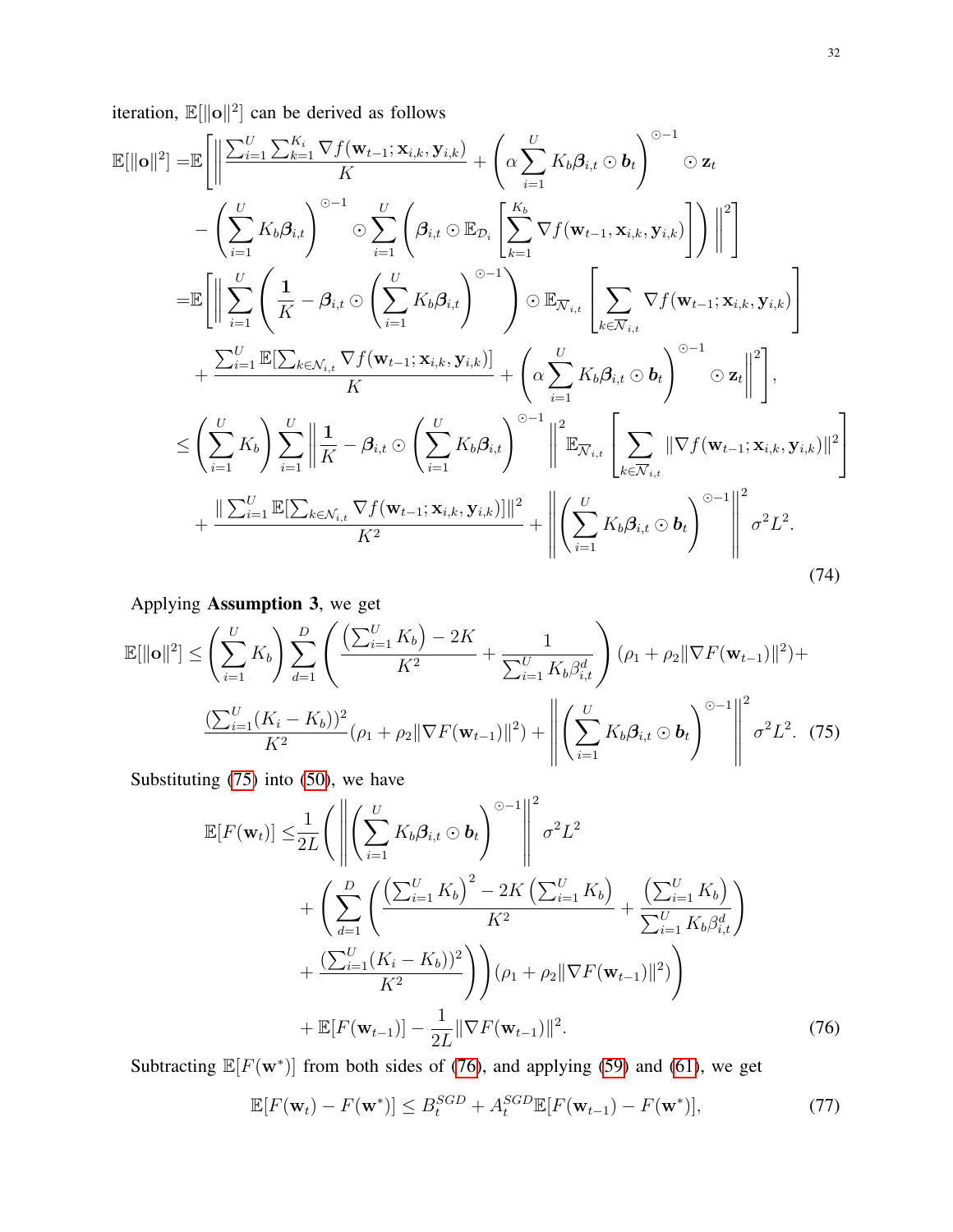iteration, $\mathbb{E}[\|\mathbf{o}\|^2]$ can be derived as follows

$$
\begin{aligned}
\mathbb{E}[\|\mathbf{o}\|^2] =&\mathbb{E}\Bigg[\Bigg\| \frac{\sum_{i=1}^{U}\sum_{k=1}^{K_i}\nabla f(\mathbf{w}_{t-1};\mathbf{x}_{i,k},\mathbf{y}_{i,k})}{K} + \left(\alpha\sum_{i=1}^{U}K_b\boldsymbol{\beta}_{i,t}\odot\boldsymbol{b}_t\right)^{\odot -1}\odot\mathbf{z}_t \\
&- \left(\sum_{i=1}^{U}K_b\boldsymbol{\beta}_{i,t}\right)^{\odot -1}\odot\sum_{i=1}^{U}\left(\boldsymbol{\beta}_{i,t}\odot\mathbb{E}_{\mathcal{D}_i}\left[\sum_{k=1}^{K_b}\nabla f(\mathbf{w}_{t-1},\mathbf{x}_{i,k},\mathbf{y}_{i,k})\right]\right)\Bigg\|^2\Bigg] \\
=&\mathbb{E}\Bigg[\Bigg\|\sum_{i=1}^{U}\left(\frac{\mathbf{1}}{K}-\boldsymbol{\beta}_{i,t}\odot\left(\sum_{i=1}^{U}K_b\boldsymbol{\beta}_{i,t}\right)^{\odot -1}\right)\odot\mathbb{E}_{\overline{\mathcal{N}}_{i,t}}\left[\sum_{k\in\overline{\mathcal{N}}_{i,t}}\nabla f(\mathbf{w}_{t-1};\mathbf{x}_{i,k},\mathbf{y}_{i,k})\right] \\
&+\frac{\sum_{i=1}^{U}\mathbb{E}[\sum_{k\in\mathcal{N}_{i,t}}\nabla f(\mathbf{w}_{t-1};\mathbf{x}_{i,k},\mathbf{y}_{i,k})]}{K}+\left(\alpha\sum_{i=1}^{U}K_b\boldsymbol{\beta}_{i,t}\odot\boldsymbol{b}_t\right)^{\odot -1}\odot\mathbf{z}_t\Bigg\|^2\Bigg], \\
\le&\left(\sum_{i=1}^{U}K_b\right)\sum_{i=1}^{U}\left\|\frac{\mathbf{1}}{K}-\boldsymbol{\beta}_{i,t}\odot\left(\sum_{i=1}^{U}K_b\boldsymbol{\beta}_{i,t}\right)^{\odot -1}\right\|^2\mathbb{E}_{\overline{\mathcal{N}}_{i,t}}\left[\sum_{k\in\overline{\mathcal{N}}_{i,t}}\|\nabla f(\mathbf{w}_{t-1};\mathbf{x}_{i,k},\mathbf{y}_{i,k})\|^2\right] \\
&+\frac{\|\sum_{i=1}^{U}\mathbb{E}[\sum_{k\in\mathcal{N}_{i,t}}\nabla f(\mathbf{w}_{t-1};\mathbf{x}_{i,k},\mathbf{y}_{i,k})]\|^2}{K^2}+\left\|\left(\sum_{i=1}^{U}K_b\boldsymbol{\beta}_{i,t}\odot\boldsymbol{b}_t\right)^{\odot -1}\right\|^2\sigma^2L^2.
\end{aligned}
\tag{74}
$$

Applying **Assumption 3**, we get

$$
\begin{aligned}
\mathbb{E}[\|\mathbf{o}\|^2]\le&\left(\sum_{i=1}^{U}K_b\right)\sum_{d=1}^{D}\left(\frac{\left(\sum_{i=1}^{U}K_b\right)-2K}{K^2}+\frac{1}{\sum_{i=1}^{U}K_b\beta_{i,t}^d}\right)(\rho_1+\rho_2\|\nabla F(\mathbf{w}_{t-1})\|^2)+ \\
&\frac{(\sum_{i=1}^{U}(K_i-K_b))^2}{K^2}(\rho_1+\rho_2\|\nabla F(\mathbf{w}_{t-1})\|^2)+\left\|\left(\sum_{i=1}^{U}K_b\boldsymbol{\beta}_{i,t}\odot\boldsymbol{b}_t\right)^{\odot -1}\right\|^2\sigma^2L^2.
\end{aligned}
\tag{75}
$$

Substituting (75) into (50), we have

$$
\begin{aligned}
\mathbb{E}[F(\mathbf{w}_t)]\le&\frac{1}{2L}\Bigg(\left\|\left(\sum_{i=1}^{U}K_b\boldsymbol{\beta}_{i,t}\odot\boldsymbol{b}_t\right)^{\odot -1}\right\|^2\sigma^2L^2 \\
&+\Bigg(\sum_{d=1}^{D}\left(\frac{\left(\sum_{i=1}^{U}K_b\right)^2-2K\left(\sum_{i=1}^{U}K_b\right)}{K^2}+\frac{\left(\sum_{i=1}^{U}K_b\right)}{\sum_{i=1}^{U}K_b\beta_{i,t}^d}\right) \\
&+\frac{(\sum_{i=1}^{U}(K_i-K_b))^2}{K^2}\Bigg)(\rho_1+\rho_2\|\nabla F(\mathbf{w}_{t-1})\|^2)\Bigg) \\
&+\mathbb{E}[F(\mathbf{w}_{t-1})]-\frac{1}{2L}\|\nabla F(\mathbf{w}_{t-1})\|^2.
\end{aligned}
\tag{76}
$$

Subtracting $\mathbb{E}[F(\mathbf{w}^*)]$ from both sides of (76), and applying (59) and (61), we get

$$
\mathbb{E}[F(\mathbf{w}_t)-F(\mathbf{w}^*)]\le B_t^{SGD}+A_t^{SGD}\mathbb{E}[F(\mathbf{w}_{t-1})-F(\mathbf{w}^*)],
\tag{77}
$$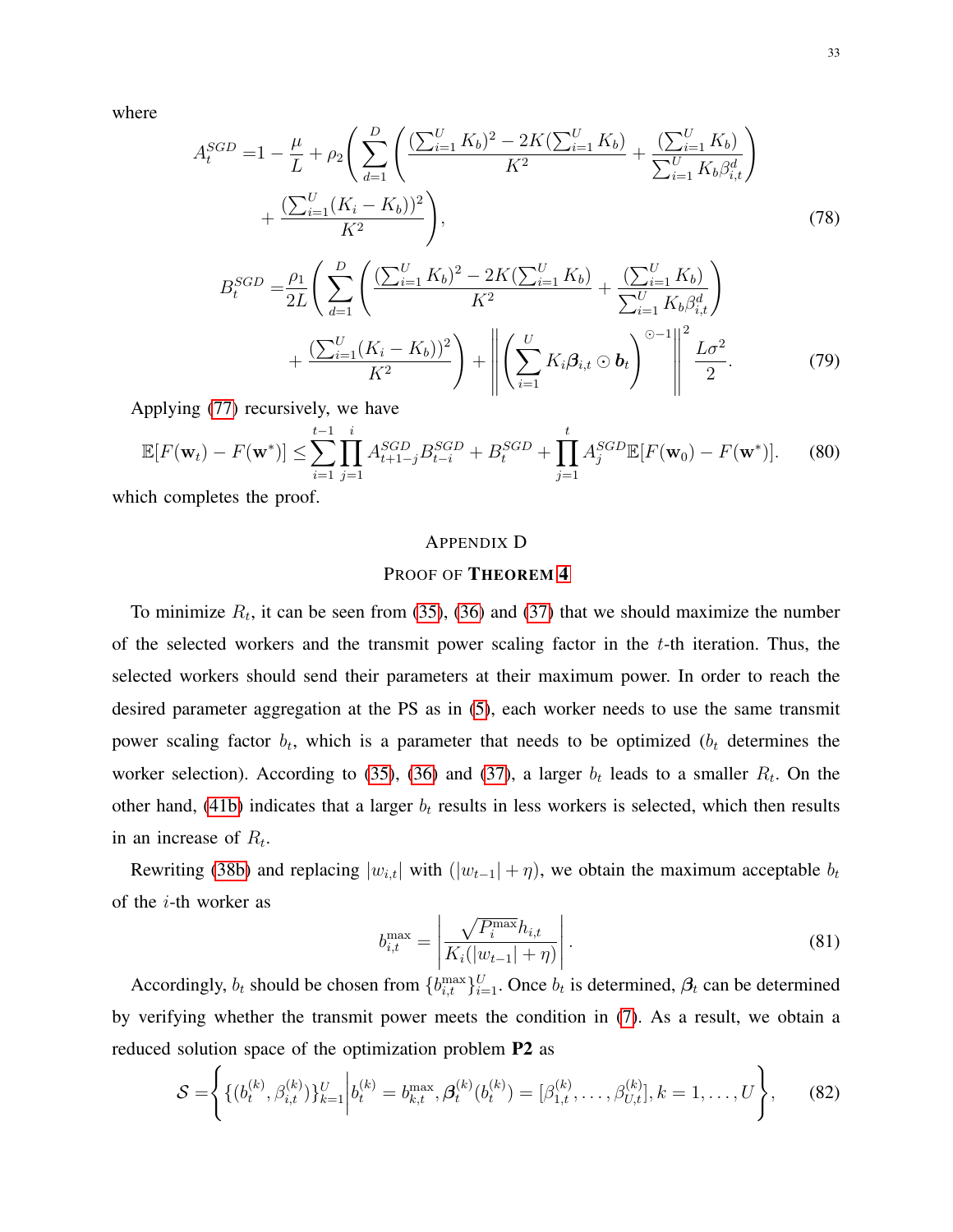where

$$
\begin{aligned}
A_t^{SGD} =& 1 - \frac{\mu}{L} + \rho_2 \Bigg( \sum_{d=1}^{D} \Bigg( \frac{(\sum_{i=1}^{U} K_b)^2 - 2K(\sum_{i=1}^{U} K_b)}{K^2} + \frac{(\sum_{i=1}^{U} K_b)}{\sum_{i=1}^{U} K_b \beta_{i,t}^d} \Bigg) \\
&+ \frac{(\sum_{i=1}^{U}(K_i - K_b))^2}{K^2} \Bigg),
\end{aligned}
\tag{78}
$$

$$
\begin{aligned}
B_t^{SGD} =& \frac{\rho_1}{2L} \Bigg( \sum_{d=1}^{D} \Bigg( \frac{(\sum_{i=1}^{U} K_b)^2 - 2K(\sum_{i=1}^{U} K_b)}{K^2} + \frac{(\sum_{i=1}^{U} K_b)}{\sum_{i=1}^{U} K_b \beta_{i,t}^d} \Bigg) \\
&+ \frac{(\sum_{i=1}^{U}(K_i - K_b))^2}{K^2} \Bigg) + \left\| \left( \sum_{i=1}^{U} K_i \boldsymbol{\beta}_{i,t} \odot \boldsymbol{b}_t \right)^{\odot -1} \right\|^2 \frac{L\sigma^2}{2}.
\end{aligned}
\tag{79}
$$

Applying (77) recursively, we have

$$
\mathbb{E}[F(\mathbf{w}_t) - F(\mathbf{w}^*)] \le \sum_{i=1}^{t-1} \prod_{j=1}^{i} A_{t+1-j}^{SGD} B_{t-i}^{SGD} + B_t^{SGD} + \prod_{j=1}^{t} A_j^{SGD} \mathbb{E}[F(\mathbf{w}_0) - F(\mathbf{w}^*)]. \tag{80}
$$

which completes the proof.

## Appendix D
## Proof of Theorem 4

To minimize $R_t$, it can be seen from (35), (36) and (37) that we should maximize the number of the selected workers and the transmit power scaling factor in the $t$-th iteration. Thus, the selected workers should send their parameters at their maximum power. In order to reach the desired parameter aggregation at the PS as in (5), each worker needs to use the same transmit power scaling factor $b_t$, which is a parameter that needs to be optimized ($b_t$ determines the worker selection). According to (35), (36) and (37), a larger $b_t$ leads to a smaller $R_t$. On the other hand, (41b) indicates that a larger $b_t$ results in less workers is selected, which then results in an increase of $R_t$.

Rewriting (38b) and replacing $|w_{i,t}|$ with $(|w_{t-1}| + \eta)$, we obtain the maximum acceptable $b_t$ of the $i$-th worker as

$$
b_{i,t}^{\max} = \left| \frac{\sqrt{P_i^{\max}} h_{i,t}}{K_i(|w_{t-1}| + \eta)} \right|. \tag{81}
$$

Accordingly, $b_t$ should be chosen from $\{b_{i,t}^{\max}\}_{i=1}^{U}$. Once $b_t$ is determined, $\boldsymbol{\beta}_t$ can be determined by verifying whether the transmit power meets the condition in (7). As a result, we obtain a reduced solution space of the optimization problem **P2** as

$$
\mathcal{S} = \left\{ \{(b_t^{(k)}, \beta_{i,t}^{(k)})\}_{k=1}^{U} \middle| b_t^{(k)} = b_{k,t}^{\max}, \boldsymbol{\beta}_t^{(k)}(b_t^{(k)}) = [\beta_{1,t}^{(k)}, \ldots, \beta_{U,t}^{(k)}], k = 1, \ldots, U \right\}, \tag{82}
$$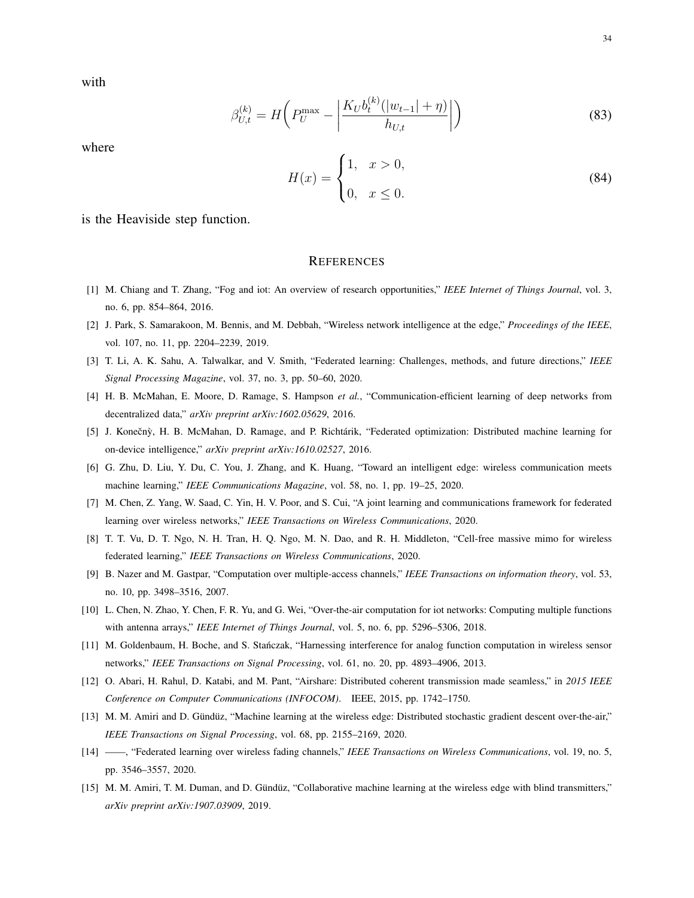with

$$\beta_{U,t}^{(k)} = H\left( P_U^{\max} - \left| \frac{K_U b_t^{(k)} (|w_{t-1}| + \eta)}{h_{U,t}} \right| \right) \tag{83}$$

where

$$H(x) = \begin{cases} 1, & x > 0, \\ 0, & x \leq 0. \end{cases} \tag{84}$$

is the Heaviside step function.

## References

[1] M. Chiang and T. Zhang, "Fog and iot: An overview of research opportunities," *IEEE Internet of Things Journal*, vol. 3, no. 6, pp. 854–864, 2016.

[2] J. Park, S. Samarakoon, M. Bennis, and M. Debbah, "Wireless network intelligence at the edge," *Proceedings of the IEEE*, vol. 107, no. 11, pp. 2204–2239, 2019.

[3] T. Li, A. K. Sahu, A. Talwalkar, and V. Smith, "Federated learning: Challenges, methods, and future directions," *IEEE Signal Processing Magazine*, vol. 37, no. 3, pp. 50–60, 2020.

[4] H. B. McMahan, E. Moore, D. Ramage, S. Hampson *et al.*, "Communication-efficient learning of deep networks from decentralized data," *arXiv preprint arXiv:1602.05629*, 2016.

[5] J. Konečnỳ, H. B. McMahan, D. Ramage, and P. Richtárik, "Federated optimization: Distributed machine learning for on-device intelligence," *arXiv preprint arXiv:1610.02527*, 2016.

[6] G. Zhu, D. Liu, Y. Du, C. You, J. Zhang, and K. Huang, "Toward an intelligent edge: wireless communication meets machine learning," *IEEE Communications Magazine*, vol. 58, no. 1, pp. 19–25, 2020.

[7] M. Chen, Z. Yang, W. Saad, C. Yin, H. V. Poor, and S. Cui, "A joint learning and communications framework for federated learning over wireless networks," *IEEE Transactions on Wireless Communications*, 2020.

[8] T. T. Vu, D. T. Ngo, N. H. Tran, H. Q. Ngo, M. N. Dao, and R. H. Middleton, "Cell-free massive mimo for wireless federated learning," *IEEE Transactions on Wireless Communications*, 2020.

[9] B. Nazer and M. Gastpar, "Computation over multiple-access channels," *IEEE Transactions on information theory*, vol. 53, no. 10, pp. 3498–3516, 2007.

[10] L. Chen, N. Zhao, Y. Chen, F. R. Yu, and G. Wei, "Over-the-air computation for iot networks: Computing multiple functions with antenna arrays," *IEEE Internet of Things Journal*, vol. 5, no. 6, pp. 5296–5306, 2018.

[11] M. Goldenbaum, H. Boche, and S. Stańczak, "Harnessing interference for analog function computation in wireless sensor networks," *IEEE Transactions on Signal Processing*, vol. 61, no. 20, pp. 4893–4906, 2013.

[12] O. Abari, H. Rahul, D. Katabi, and M. Pant, "Airshare: Distributed coherent transmission made seamless," in *2015 IEEE Conference on Computer Communications (INFOCOM)*. IEEE, 2015, pp. 1742–1750.

[13] M. M. Amiri and D. Gündüz, "Machine learning at the wireless edge: Distributed stochastic gradient descent over-the-air," *IEEE Transactions on Signal Processing*, vol. 68, pp. 2155–2169, 2020.

[14] ——, "Federated learning over wireless fading channels," *IEEE Transactions on Wireless Communications*, vol. 19, no. 5, pp. 3546–3557, 2020.

[15] M. M. Amiri, T. M. Duman, and D. Gündüz, "Collaborative machine learning at the wireless edge with blind transmitters," *arXiv preprint arXiv:1907.03909*, 2019.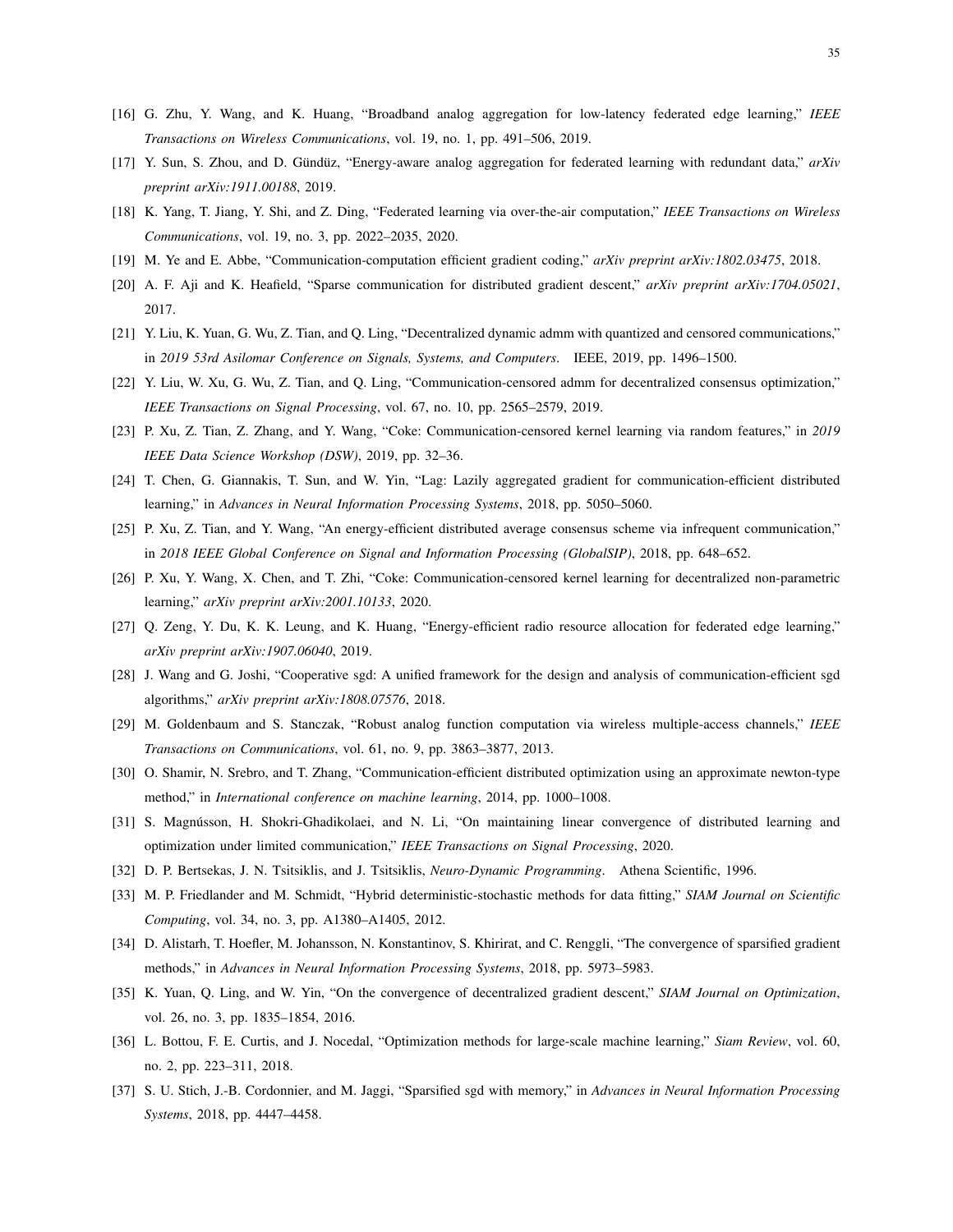[16] G. Zhu, Y. Wang, and K. Huang, "Broadband analog aggregation for low-latency federated edge learning," *IEEE Transactions on Wireless Communications*, vol. 19, no. 1, pp. 491–506, 2019.

[17] Y. Sun, S. Zhou, and D. Gündüz, "Energy-aware analog aggregation for federated learning with redundant data," *arXiv preprint arXiv:1911.00188*, 2019.

[18] K. Yang, T. Jiang, Y. Shi, and Z. Ding, "Federated learning via over-the-air computation," *IEEE Transactions on Wireless Communications*, vol. 19, no. 3, pp. 2022–2035, 2020.

[19] M. Ye and E. Abbe, "Communication-computation efficient gradient coding," *arXiv preprint arXiv:1802.03475*, 2018.

[20] A. F. Aji and K. Heafield, "Sparse communication for distributed gradient descent," *arXiv preprint arXiv:1704.05021*, 2017.

[21] Y. Liu, K. Yuan, G. Wu, Z. Tian, and Q. Ling, "Decentralized dynamic admm with quantized and censored communications," in *2019 53rd Asilomar Conference on Signals, Systems, and Computers*. IEEE, 2019, pp. 1496–1500.

[22] Y. Liu, W. Xu, G. Wu, Z. Tian, and Q. Ling, "Communication-censored admm for decentralized consensus optimization," *IEEE Transactions on Signal Processing*, vol. 67, no. 10, pp. 2565–2579, 2019.

[23] P. Xu, Z. Tian, Z. Zhang, and Y. Wang, "Coke: Communication-censored kernel learning via random features," in *2019 IEEE Data Science Workshop (DSW)*, 2019, pp. 32–36.

[24] T. Chen, G. Giannakis, T. Sun, and W. Yin, "Lag: Lazily aggregated gradient for communication-efficient distributed learning," in *Advances in Neural Information Processing Systems*, 2018, pp. 5050–5060.

[25] P. Xu, Z. Tian, and Y. Wang, "An energy-efficient distributed average consensus scheme via infrequent communication," in *2018 IEEE Global Conference on Signal and Information Processing (GlobalSIP)*, 2018, pp. 648–652.

[26] P. Xu, Y. Wang, X. Chen, and T. Zhi, "Coke: Communication-censored kernel learning for decentralized non-parametric learning," *arXiv preprint arXiv:2001.10133*, 2020.

[27] Q. Zeng, Y. Du, K. K. Leung, and K. Huang, "Energy-efficient radio resource allocation for federated edge learning," *arXiv preprint arXiv:1907.06040*, 2019.

[28] J. Wang and G. Joshi, "Cooperative sgd: A unified framework for the design and analysis of communication-efficient sgd algorithms," *arXiv preprint arXiv:1808.07576*, 2018.

[29] M. Goldenbaum and S. Stanczak, "Robust analog function computation via wireless multiple-access channels," *IEEE Transactions on Communications*, vol. 61, no. 9, pp. 3863–3877, 2013.

[30] O. Shamir, N. Srebro, and T. Zhang, "Communication-efficient distributed optimization using an approximate newton-type method," in *International conference on machine learning*, 2014, pp. 1000–1008.

[31] S. Magnússon, H. Shokri-Ghadikolaei, and N. Li, "On maintaining linear convergence of distributed learning and optimization under limited communication," *IEEE Transactions on Signal Processing*, 2020.

[32] D. P. Bertsekas, J. N. Tsitsiklis, and J. Tsitsiklis, *Neuro-Dynamic Programming*. Athena Scientific, 1996.

[33] M. P. Friedlander and M. Schmidt, "Hybrid deterministic-stochastic methods for data fitting," *SIAM Journal on Scientific Computing*, vol. 34, no. 3, pp. A1380–A1405, 2012.

[34] D. Alistarh, T. Hoefler, M. Johansson, N. Konstantinov, S. Khirirat, and C. Renggli, "The convergence of sparsified gradient methods," in *Advances in Neural Information Processing Systems*, 2018, pp. 5973–5983.

[35] K. Yuan, Q. Ling, and W. Yin, "On the convergence of decentralized gradient descent," *SIAM Journal on Optimization*, vol. 26, no. 3, pp. 1835–1854, 2016.

[36] L. Bottou, F. E. Curtis, and J. Nocedal, "Optimization methods for large-scale machine learning," *Siam Review*, vol. 60, no. 2, pp. 223–311, 2018.

[37] S. U. Stich, J.-B. Cordonnier, and M. Jaggi, "Sparsified sgd with memory," in *Advances in Neural Information Processing Systems*, 2018, pp. 4447–4458.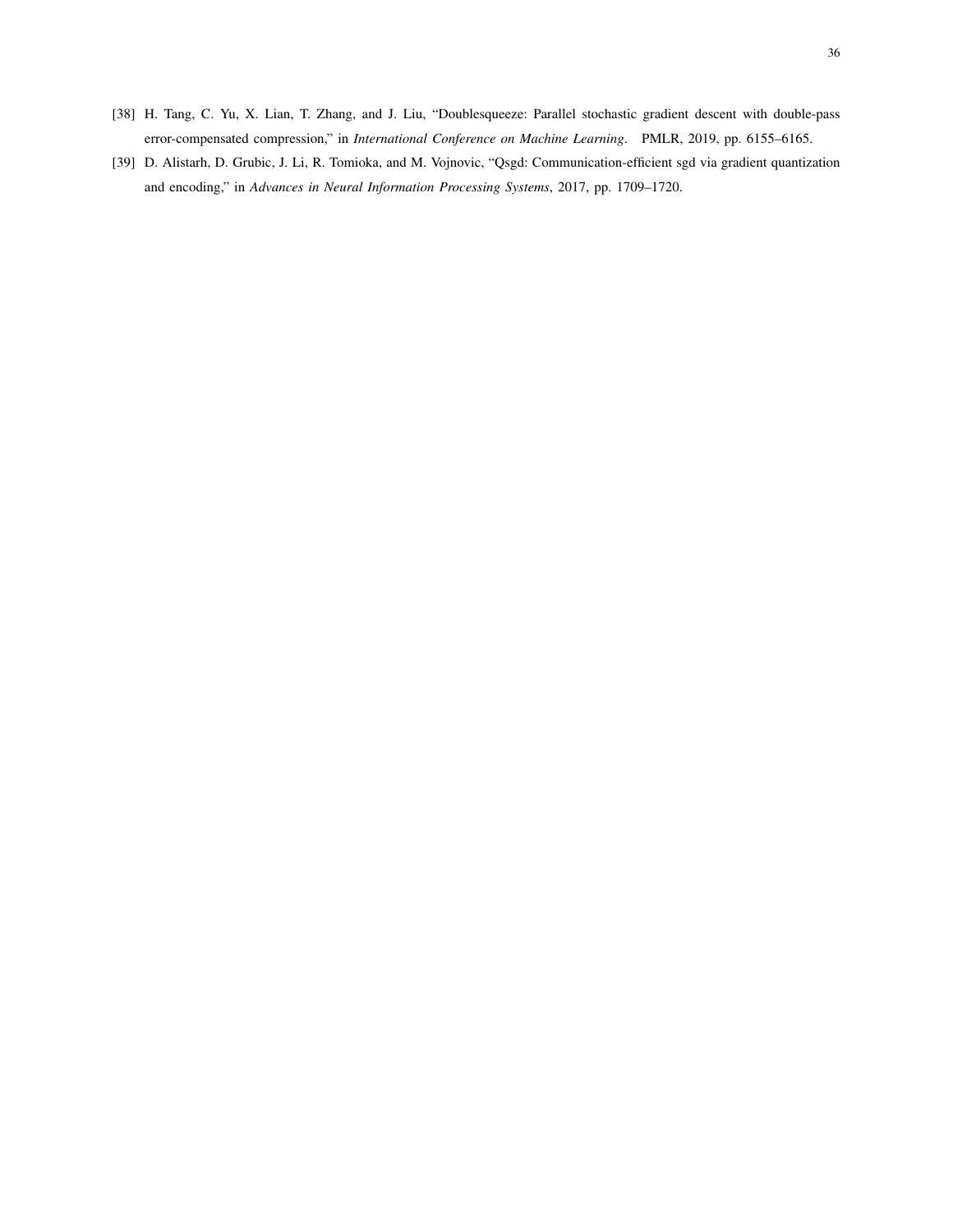[38] H. Tang, C. Yu, X. Lian, T. Zhang, and J. Liu, "Doublesqueeze: Parallel stochastic gradient descent with double-pass error-compensated compression," in *International Conference on Machine Learning*. PMLR, 2019, pp. 6155–6165.

[39] D. Alistarh, D. Grubic, J. Li, R. Tomioka, and M. Vojnovic, "Qsgd: Communication-efficient sgd via gradient quantization and encoding," in *Advances in Neural Information Processing Systems*, 2017, pp. 1709–1720.